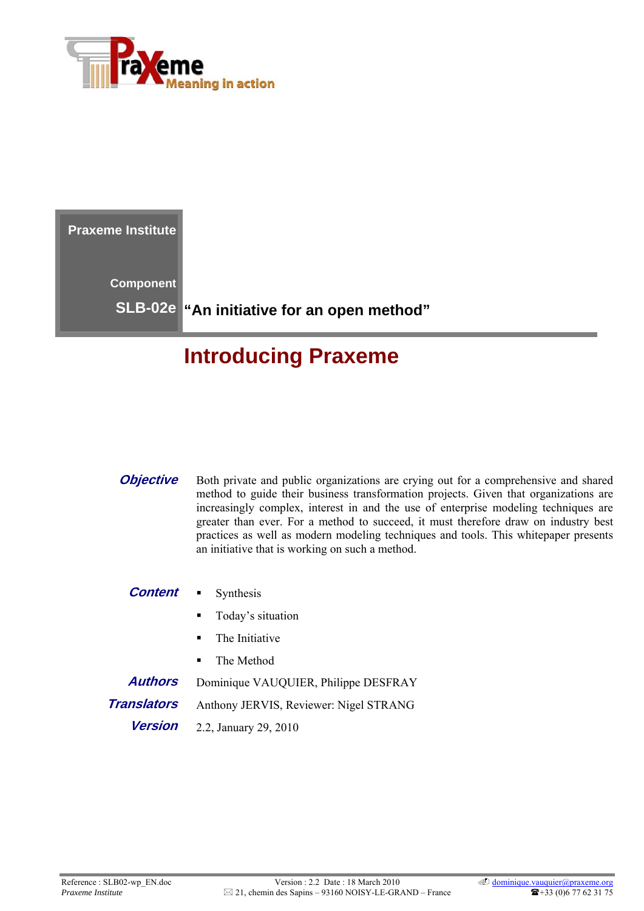Praxeme Institute

Component

SLB-02e "An initiative for an open method"

# Introducing Praxeme

**Objective**

Both private and public organizations are crying out for a comprehensive and shared method to guide their business transformation projects. Given that organizations are increasingly complex, interest in and the use of enterprise modeling techniques are greater than ever. For a method to succeed, it must therefore draw on industry best practices as well as modern modeling techniques and tools. This whitepaper presents an initiative that is working on such a method.

**Content**

- Synthesis
- Today's situation
- The Initiative
- The Method

**Authors** Dominique VAUQUIER, Philippe DESFRAY

**Translators** Anthony JERVIS, Reviewer: Nigel STRANG

**Version** 2.2, January 29, 2010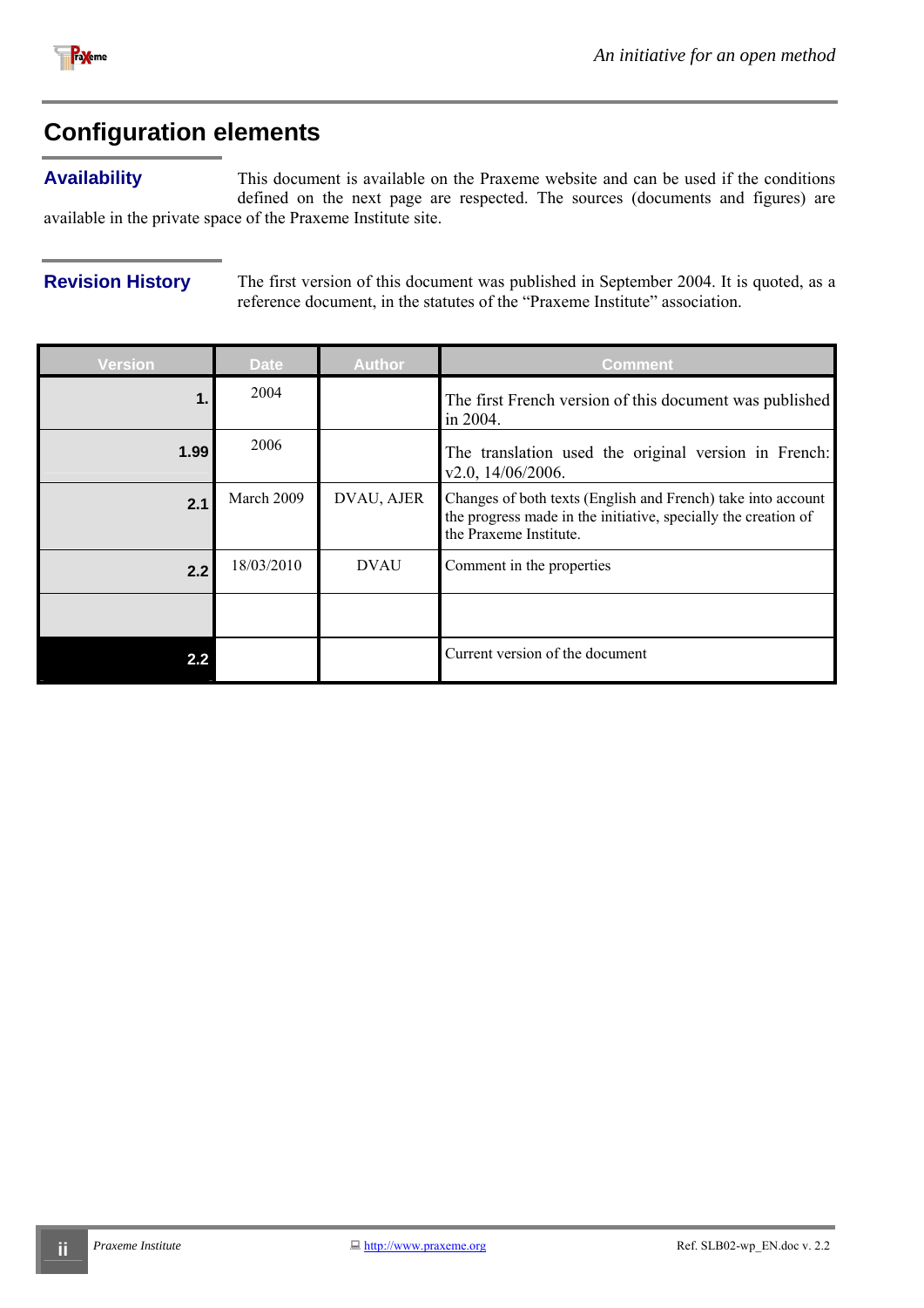# Configuration elements

## Availability

This document is available on the Praxeme website and can be used if the conditions defined on the next page are respected. The sources (documents and figures) are available in the private space of the Praxeme Institute site.

## Revision History

The first version of this document was published in September 2004. It is quoted, as a reference document, in the statutes of the "Praxeme Institute" association.

| Version | Date | Author | Comment |
|---|---|---|---|
| 1. | 2004 | | The first French version of this document was published in 2004. |
| 1.99 | 2006 | | The translation used the original version in French: v2.0, 14/06/2006. |
| 2.1 | March 2009 | DVAU, AJER | Changes of both texts (English and French) take into account the progress made in the initiative, specially the creation of the Praxeme Institute. |
| 2.2 | 18/03/2010 | DVAU | Comment in the properties |
| | | | |
| 2.2 | | | Current version of the document |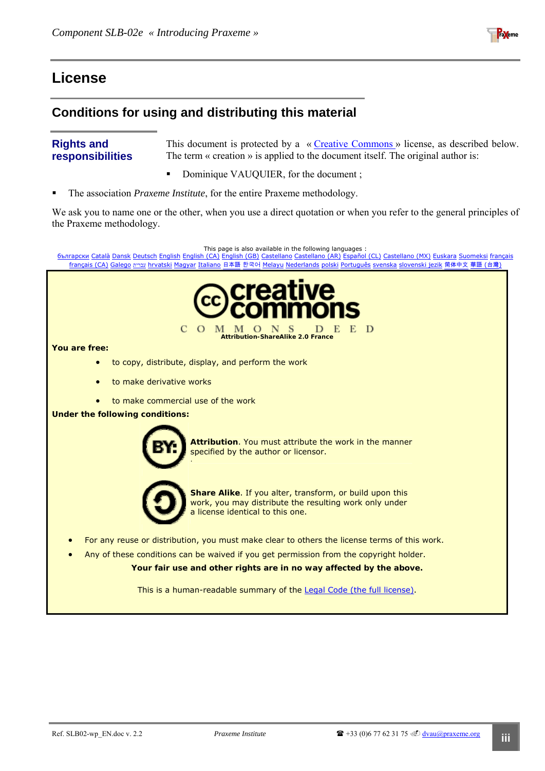# License

## Conditions for using and distributing this material

### Rights and responsibilities

This document is protected by a « Creative Commons » license, as described below. The term « creation » is applied to the document itself. The original author is:

- Dominique VAUQUIER, for the document ;
- The association *Praxeme Institute*, for the entire Praxeme methodology.

We ask you to name one or the other, when you use a direct quotation or when you refer to the general principles of the Praxeme methodology.

This page is also available in the following languages :
български Català Dansk Deutsch English English (CA) English (GB) Castellano Castellano (AR) Español (CL) Castellano (MX) Euskara Suomeksi français français (CA) Galego עברית hrvatski Magyar Italiano 日本語 한국어 Melayu Nederlands polski Português svenska slovenski jezik 简体中文 華語 (台灣)

creative commons

COMMONS DEED

**Attribution-ShareAlike 2.0 France**

**You are free:**

- to copy, distribute, display, and perform the work
- to make derivative works
- to make commercial use of the work

**Under the following conditions:**

**Attribution**. You must attribute the work in the manner specified by the author or licensor.

**Share Alike**. If you alter, transform, or build upon this work, you may distribute the resulting work only under a license identical to this one.

- For any reuse or distribution, you must make clear to others the license terms of this work.
- Any of these conditions can be waived if you get permission from the copyright holder.

**Your fair use and other rights are in no way affected by the above.**

This is a human-readable summary of the Legal Code (the full license).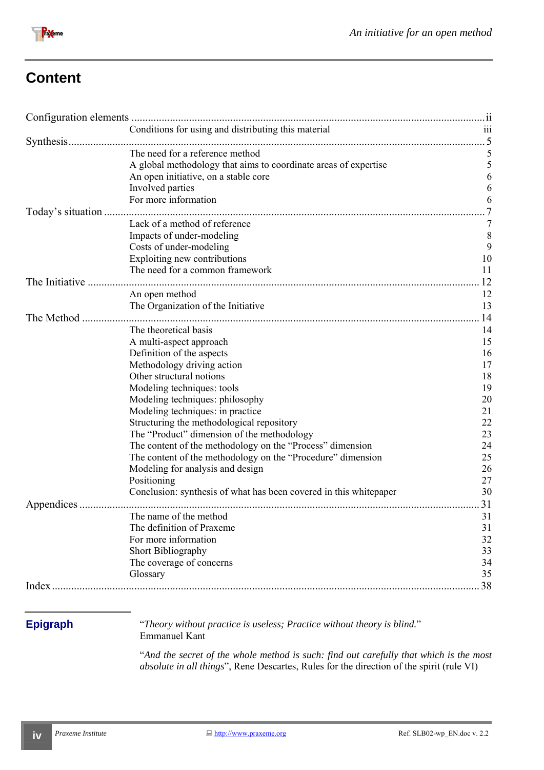# Content

Configuration elements .......... ii
- Conditions for using and distributing this material — iii

Synthesis .......... 5
- The need for a reference method — 5
- A global methodology that aims to coordinate areas of expertise — 5
- An open initiative, on a stable core — 6
- Involved parties — 6
- For more information — 6

Today's situation .......... 7
- Lack of a method of reference — 7
- Impacts of under-modeling — 8
- Costs of under-modeling — 9
- Exploiting new contributions — 10
- The need for a common framework — 11

The Initiative .......... 12
- An open method — 12
- The Organization of the Initiative — 13

The Method .......... 14
- The theoretical basis — 14
- A multi-aspect approach — 15
- Definition of the aspects — 16
- Methodology driving action — 17
- Other structural notions — 18
- Modeling techniques: tools — 19
- Modeling techniques: philosophy — 20
- Modeling techniques: in practice — 21
- Structuring the methodological repository — 22
- The "Product" dimension of the methodology — 23
- The content of the methodology on the "Process" dimension — 24
- The content of the methodology on the "Procedure" dimension — 25
- Modeling for analysis and design — 26
- Positioning — 27
- Conclusion: synthesis of what has been covered in this whitepaper — 30

Appendices .......... 31
- The name of the method — 31
- The definition of Praxeme — 31
- For more information — 32
- Short Bibliography — 33
- The coverage of concerns — 34
- Glossary — 35

Index .......... 38

## Epigraph

"*Theory without practice is useless; Practice without theory is blind.*"
Emmanuel Kant

"*And the secret of the whole method is such: find out carefully that which is the most absolute in all things*", Rene Descartes, Rules for the direction of the spirit (rule VI)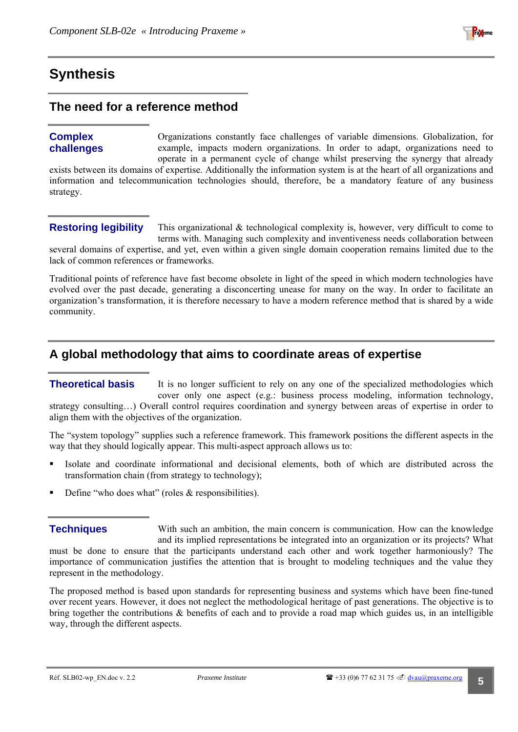# Synthesis

## The need for a reference method

### Complex challenges

Organizations constantly face challenges of variable dimensions. Globalization, for example, impacts modern organizations. In order to adapt, organizations need to operate in a permanent cycle of change whilst preserving the synergy that already exists between its domains of expertise. Additionally the information system is at the heart of all organizations and information and telecommunication technologies should, therefore, be a mandatory feature of any business strategy.

### Restoring legibility

This organizational & technological complexity is, however, very difficult to come to terms with. Managing such complexity and inventiveness needs collaboration between several domains of expertise, and yet, even within a given single domain cooperation remains limited due to the lack of common references or frameworks.

Traditional points of reference have fast become obsolete in light of the speed in which modern technologies have evolved over the past decade, generating a disconcerting unease for many on the way. In order to facilitate an organization's transformation, it is therefore necessary to have a modern reference method that is shared by a wide community.

## A global methodology that aims to coordinate areas of expertise

### Theoretical basis

It is no longer sufficient to rely on any one of the specialized methodologies which cover only one aspect (e.g.: business process modeling, information technology, strategy consulting…) Overall control requires coordination and synergy between areas of expertise in order to align them with the objectives of the organization.

The "system topology" supplies such a reference framework. This framework positions the different aspects in the way that they should logically appear. This multi-aspect approach allows us to:

- Isolate and coordinate informational and decisional elements, both of which are distributed across the transformation chain (from strategy to technology);
- Define "who does what" (roles & responsibilities).

### Techniques

With such an ambition, the main concern is communication. How can the knowledge and its implied representations be integrated into an organization or its projects? What must be done to ensure that the participants understand each other and work together harmoniously? The importance of communication justifies the attention that is brought to modeling techniques and the value they represent in the methodology.

The proposed method is based upon standards for representing business and systems which have been fine-tuned over recent years. However, it does not neglect the methodological heritage of past generations. The objective is to bring together the contributions & benefits of each and to provide a road map which guides us, in an intelligible way, through the different aspects.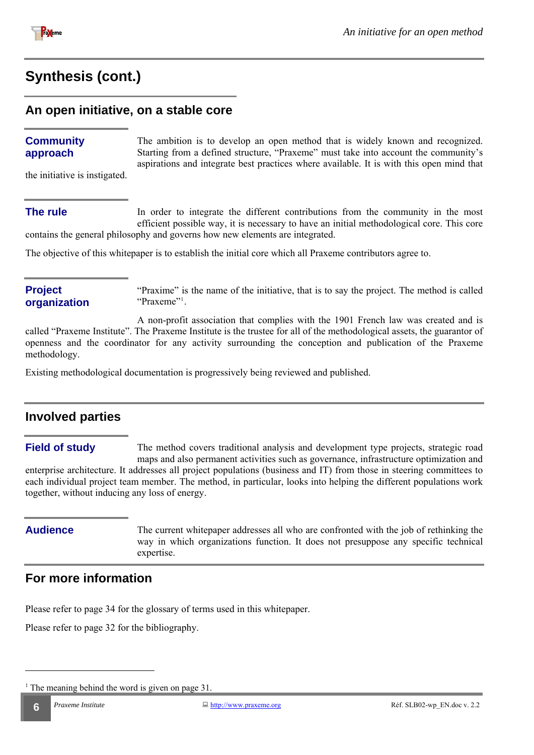# Synthesis (cont.)

## An open initiative, on a stable core

### Community approach

The ambition is to develop an open method that is widely known and recognized. Starting from a defined structure, "Praxeme" must take into account the community's aspirations and integrate best practices where available. It is with this open mind that the initiative is instigated.

### The rule

In order to integrate the different contributions from the community in the most efficient possible way, it is necessary to have an initial methodological core. This core contains the general philosophy and governs how new elements are integrated.

The objective of this whitepaper is to establish the initial core which all Praxeme contributors agree to.

### Project organization

"Praxime" is the name of the initiative, that is to say the project. The method is called "Praxeme"[1].

A non-profit association that complies with the 1901 French law was created and is called "Praxeme Institute". The Praxeme Institute is the trustee for all of the methodological assets, the guarantor of openness and the coordinator for any activity surrounding the conception and publication of the Praxeme methodology.

Existing methodological documentation is progressively being reviewed and published.

## Involved parties

### Field of study

The method covers traditional analysis and development type projects, strategic road maps and also permanent activities such as governance, infrastructure optimization and enterprise architecture. It addresses all project populations (business and IT) from those in steering committees to each individual project team member. The method, in particular, looks into helping the different populations work together, without inducing any loss of energy.

### Audience

The current whitepaper addresses all who are confronted with the job of rethinking the way in which organizations function. It does not presuppose any specific technical expertise.

## For more information

Please refer to page 34 for the glossary of terms used in this whitepaper.

Please refer to page 32 for the bibliography.

---

[1] The meaning behind the word is given on page 31.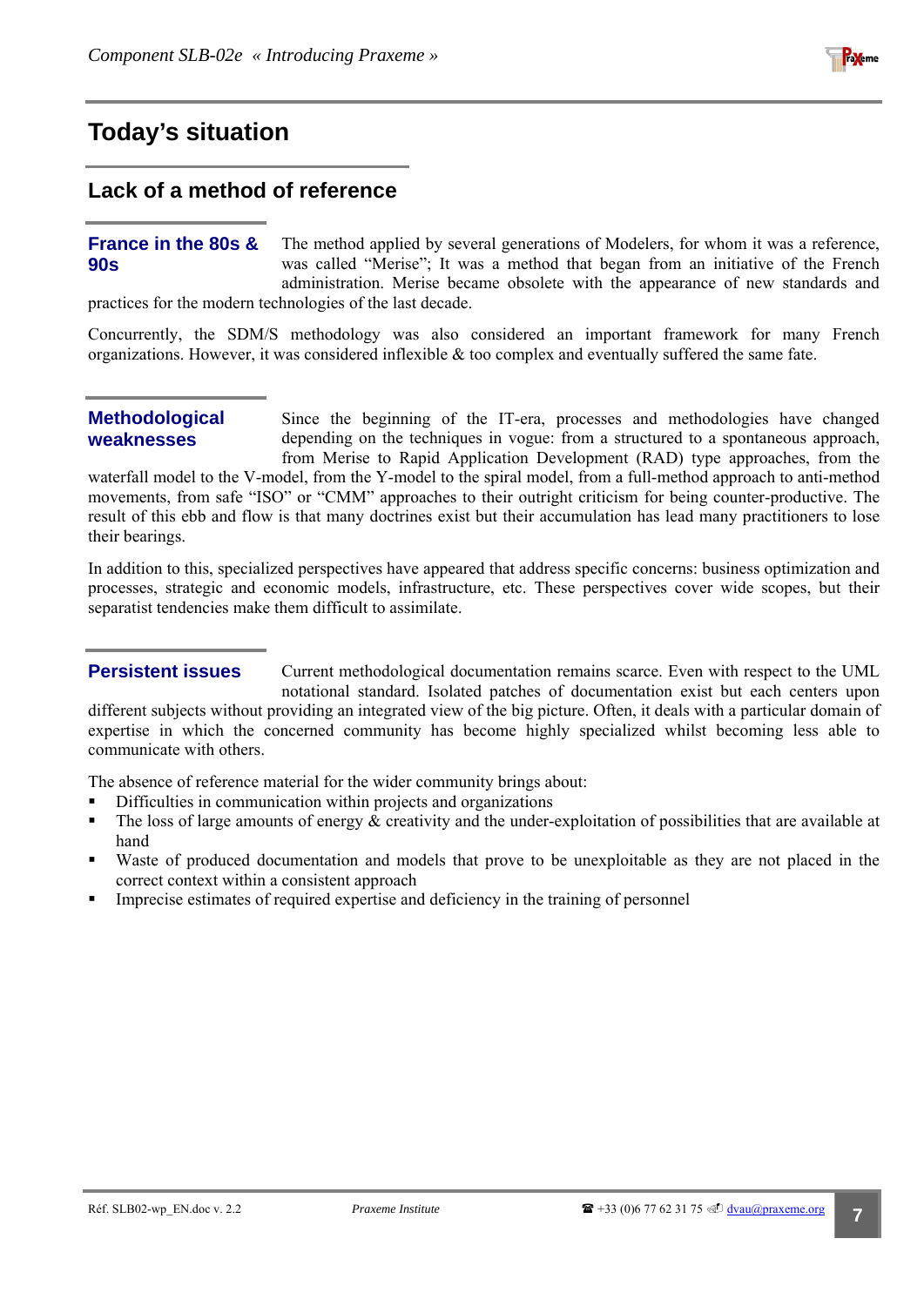# Today's situation

## Lack of a method of reference

### France in the 80s & 90s

The method applied by several generations of Modelers, for whom it was a reference, was called "Merise"; It was a method that began from an initiative of the French administration. Merise became obsolete with the appearance of new standards and practices for the modern technologies of the last decade.

Concurrently, the SDM/S methodology was also considered an important framework for many French organizations. However, it was considered inflexible & too complex and eventually suffered the same fate.

### Methodological weaknesses

Since the beginning of the IT-era, processes and methodologies have changed depending on the techniques in vogue: from a structured to a spontaneous approach, from Merise to Rapid Application Development (RAD) type approaches, from the waterfall model to the V-model, from the Y-model to the spiral model, from a full-method approach to anti-method movements, from safe "ISO" or "CMM" approaches to their outright criticism for being counter-productive. The result of this ebb and flow is that many doctrines exist but their accumulation has lead many practitioners to lose their bearings.

In addition to this, specialized perspectives have appeared that address specific concerns: business optimization and processes, strategic and economic models, infrastructure, etc. These perspectives cover wide scopes, but their separatist tendencies make them difficult to assimilate.

### Persistent issues

Current methodological documentation remains scarce. Even with respect to the UML notational standard. Isolated patches of documentation exist but each centers upon different subjects without providing an integrated view of the big picture. Often, it deals with a particular domain of expertise in which the concerned community has become highly specialized whilst becoming less able to communicate with others.

The absence of reference material for the wider community brings about:

- Difficulties in communication within projects and organizations
- The loss of large amounts of energy & creativity and the under-exploitation of possibilities that are available at hand
- Waste of produced documentation and models that prove to be unexploitable as they are not placed in the correct context within a consistent approach
- Imprecise estimates of required expertise and deficiency in the training of personnel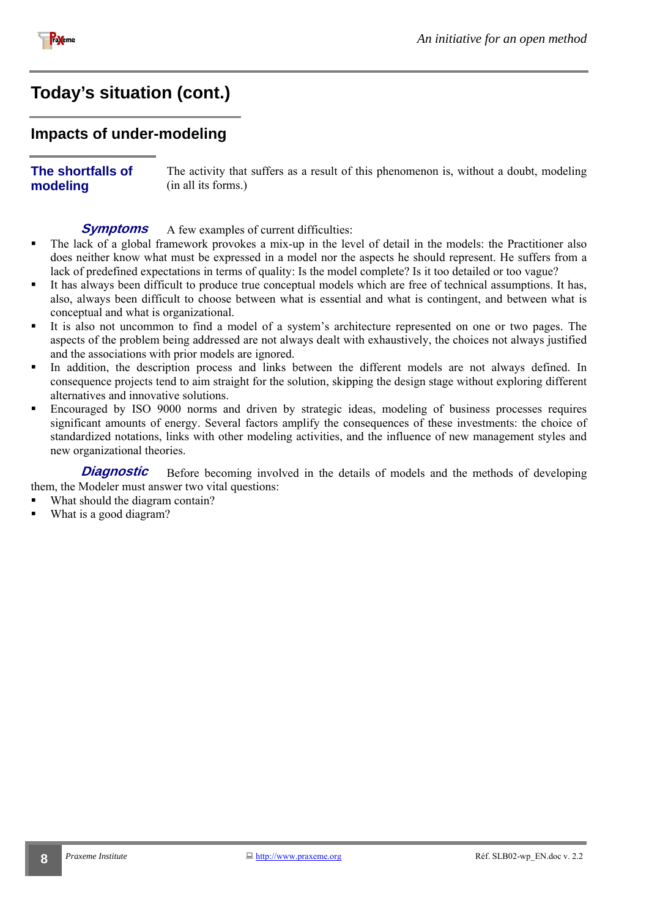# Today's situation (cont.)

## Impacts of under-modeling

### The shortfalls of modeling

The activity that suffers as a result of this phenomenon is, without a doubt, modeling (in all its forms.)

***Symptoms*** A few examples of current difficulties:

- The lack of a global framework provokes a mix-up in the level of detail in the models: the Practitioner also does neither know what must be expressed in a model nor the aspects he should represent. He suffers from a lack of predefined expectations in terms of quality: Is the model complete? Is it too detailed or too vague?
- It has always been difficult to produce true conceptual models which are free of technical assumptions. It has, also, always been difficult to choose between what is essential and what is contingent, and between what is conceptual and what is organizational.
- It is also not uncommon to find a model of a system's architecture represented on one or two pages. The aspects of the problem being addressed are not always dealt with exhaustively, the choices not always justified and the associations with prior models are ignored.
- In addition, the description process and links between the different models are not always defined. In consequence projects tend to aim straight for the solution, skipping the design stage without exploring different alternatives and innovative solutions.
- Encouraged by ISO 9000 norms and driven by strategic ideas, modeling of business processes requires significant amounts of energy. Several factors amplify the consequences of these investments: the choice of standardized notations, links with other modeling activities, and the influence of new management styles and new organizational theories.

***Diagnostic*** Before becoming involved in the details of models and the methods of developing them, the Modeler must answer two vital questions:

- What should the diagram contain?
- What is a good diagram?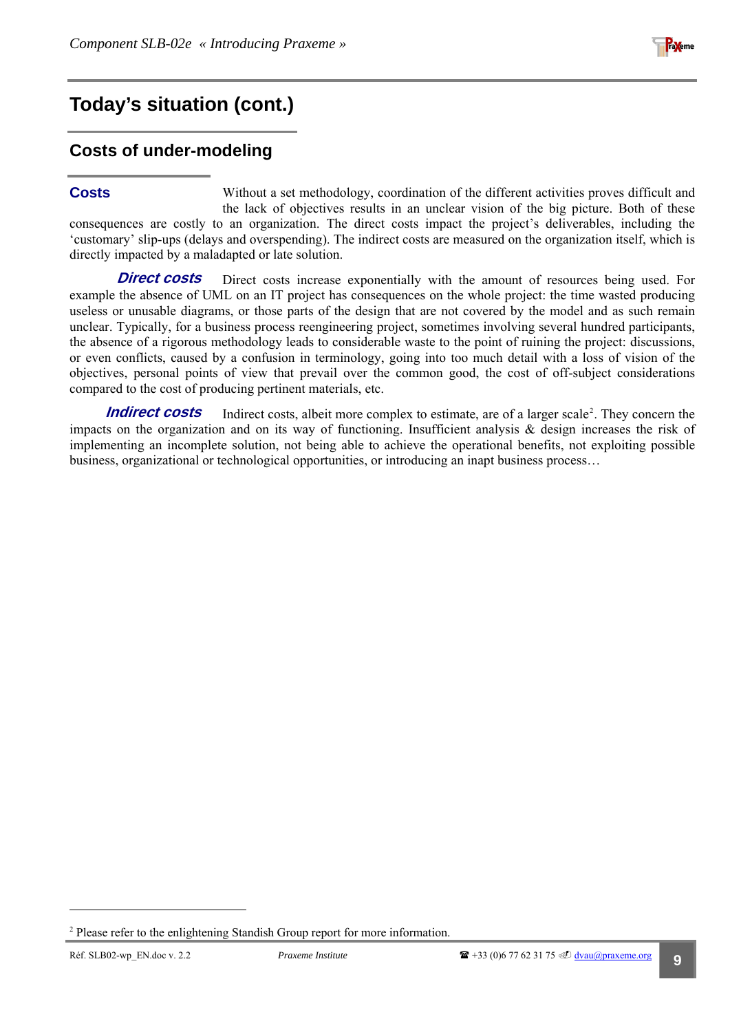# Today's situation (cont.)

## Costs of under-modeling

### Costs

Without a set methodology, coordination of the different activities proves difficult and the lack of objectives results in an unclear vision of the big picture. Both of these consequences are costly to an organization. The direct costs impact the project's deliverables, including the 'customary' slip-ups (delays and overspending). The indirect costs are measured on the organization itself, which is directly impacted by a maladapted or late solution.

***Direct costs*** Direct costs increase exponentially with the amount of resources being used. For example the absence of UML on an IT project has consequences on the whole project: the time wasted producing useless or unusable diagrams, or those parts of the design that are not covered by the model and as such remain unclear. Typically, for a business process reengineering project, sometimes involving several hundred participants, the absence of a rigorous methodology leads to considerable waste to the point of ruining the project: discussions, or even conflicts, caused by a confusion in terminology, going into too much detail with a loss of vision of the objectives, personal points of view that prevail over the common good, the cost of off-subject considerations compared to the cost of producing pertinent materials, etc.

***Indirect costs*** Indirect costs, albeit more complex to estimate, are of a larger scale[2]. They concern the impacts on the organization and on its way of functioning. Insufficient analysis & design increases the risk of implementing an incomplete solution, not being able to achieve the operational benefits, not exploiting possible business, organizational or technological opportunities, or introducing an inapt business process…

---

[2] Please refer to the enlightening Standish Group report for more information.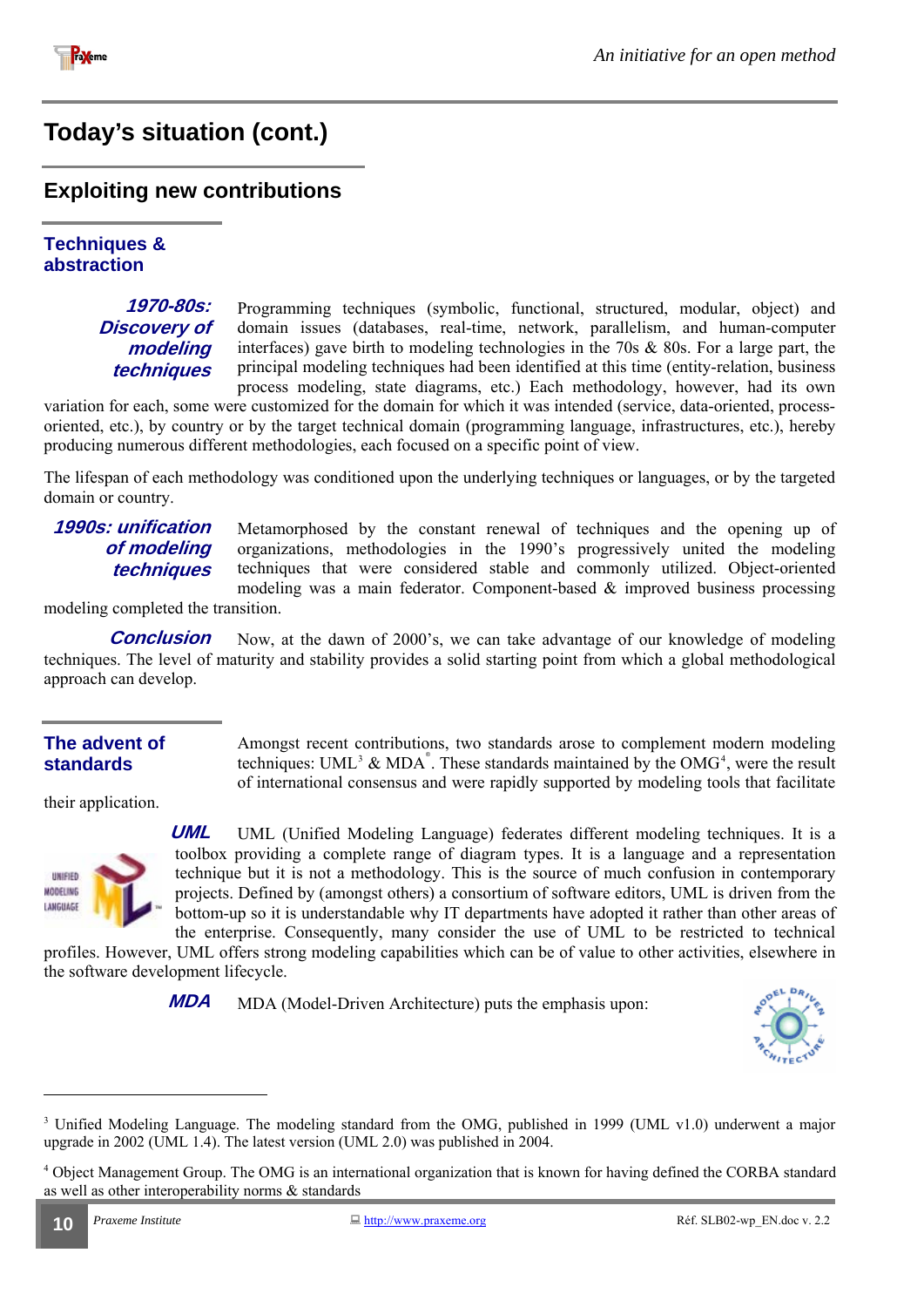# Today's situation (cont.)

## Exploiting new contributions

### Techniques & abstraction

***1970-80s: Discovery of modeling techniques*** Programming techniques (symbolic, functional, structured, modular, object) and domain issues (databases, real-time, network, parallelism, and human-computer interfaces) gave birth to modeling technologies in the 70s & 80s. For a large part, the principal modeling techniques had been identified at this time (entity-relation, business process modeling, state diagrams, etc.) Each methodology, however, had its own variation for each, some were customized for the domain for which it was intended (service, data-oriented, process-oriented, etc.), by country or by the target technical domain (programming language, infrastructures, etc.), hereby producing numerous different methodologies, each focused on a specific point of view.

The lifespan of each methodology was conditioned upon the underlying techniques or languages, or by the targeted domain or country.

***1990s: unification of modeling techniques*** Metamorphosed by the constant renewal of techniques and the opening up of organizations, methodologies in the 1990's progressively united the modeling techniques that were considered stable and commonly utilized. Object-oriented modeling was a main federator. Component-based & improved business processing modeling completed the transition.

***Conclusion*** Now, at the dawn of 2000's, we can take advantage of our knowledge of modeling techniques. The level of maturity and stability provides a solid starting point from which a global methodological approach can develop.

### The advent of standards

Amongst recent contributions, two standards arose to complement modern modeling techniques: UML[3] & MDA®. These standards maintained by the OMG[4], were the result of international consensus and were rapidly supported by modeling tools that facilitate their application.

***UML*** UML (Unified Modeling Language) federates different modeling techniques. It is a toolbox providing a complete range of diagram types. It is a language and a representation technique but it is not a methodology. This is the source of much confusion in contemporary projects. Defined by (amongst others) a consortium of software editors, UML is driven from the bottom-up so it is understandable why IT departments have adopted it rather than other areas of the enterprise. Consequently, many consider the use of UML to be restricted to technical profiles. However, UML offers strong modeling capabilities which can be of value to other activities, elsewhere in the software development lifecycle.

***MDA*** MDA (Model-Driven Architecture) puts the emphasis upon:

---

[3] Unified Modeling Language. The modeling standard from the OMG, published in 1999 (UML v1.0) underwent a major upgrade in 2002 (UML 1.4). The latest version (UML 2.0) was published in 2004.

[4] Object Management Group. The OMG is an international organization that is known for having defined the CORBA standard as well as other interoperability norms & standards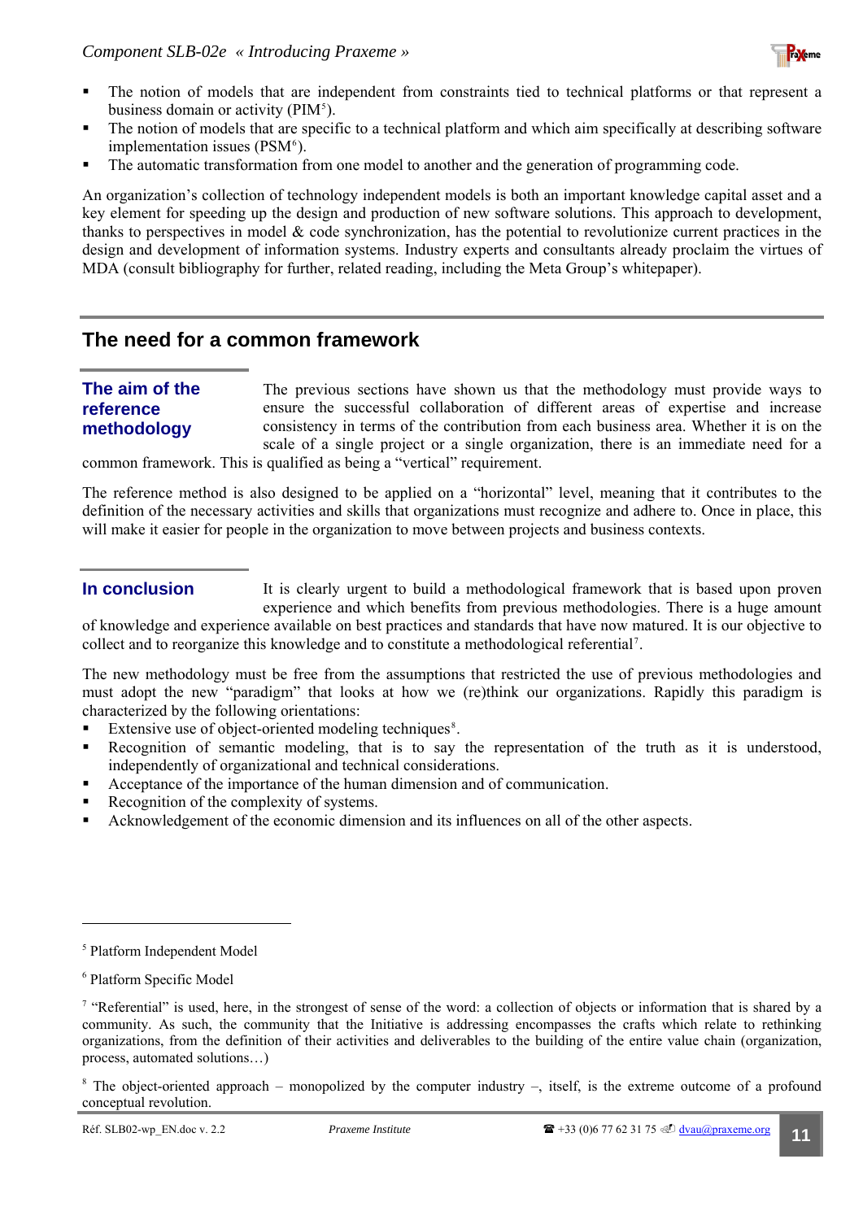- The notion of models that are independent from constraints tied to technical platforms or that represent a business domain or activity (PIM[5]).
- The notion of models that are specific to a technical platform and which aim specifically at describing software implementation issues (PSM[6]).
- The automatic transformation from one model to another and the generation of programming code.

An organization's collection of technology independent models is both an important knowledge capital asset and a key element for speeding up the design and production of new software solutions. This approach to development, thanks to perspectives in model & code synchronization, has the potential to revolutionize current practices in the design and development of information systems. Industry experts and consultants already proclaim the virtues of MDA (consult bibliography for further, related reading, including the Meta Group's whitepaper).

## The need for a common framework

### The aim of the reference methodology

The previous sections have shown us that the methodology must provide ways to ensure the successful collaboration of different areas of expertise and increase consistency in terms of the contribution from each business area. Whether it is on the scale of a single project or a single organization, there is an immediate need for a common framework. This is qualified as being a "vertical" requirement.

The reference method is also designed to be applied on a "horizontal" level, meaning that it contributes to the definition of the necessary activities and skills that organizations must recognize and adhere to. Once in place, this will make it easier for people in the organization to move between projects and business contexts.

### In conclusion

It is clearly urgent to build a methodological framework that is based upon proven experience and which benefits from previous methodologies. There is a huge amount of knowledge and experience available on best practices and standards that have now matured. It is our objective to collect and to reorganize this knowledge and to constitute a methodological referential[7].

The new methodology must be free from the assumptions that restricted the use of previous methodologies and must adopt the new "paradigm" that looks at how we (re)think our organizations. Rapidly this paradigm is characterized by the following orientations:

- Extensive use of object-oriented modeling techniques[8].
- Recognition of semantic modeling, that is to say the representation of the truth as it is understood, independently of organizational and technical considerations.
- Acceptance of the importance of the human dimension and of communication.
- Recognition of the complexity of systems.
- Acknowledgement of the economic dimension and its influences on all of the other aspects.

---

[5] Platform Independent Model

[6] Platform Specific Model

[7] "Referential" is used, here, in the strongest of sense of the word: a collection of objects or information that is shared by a community. As such, the community that the Initiative is addressing encompasses the crafts which relate to rethinking organizations, from the definition of their activities and deliverables to the building of the entire value chain (organization, process, automated solutions…)

[8] The object-oriented approach – monopolized by the computer industry –, itself, is the extreme outcome of a profound conceptual revolution.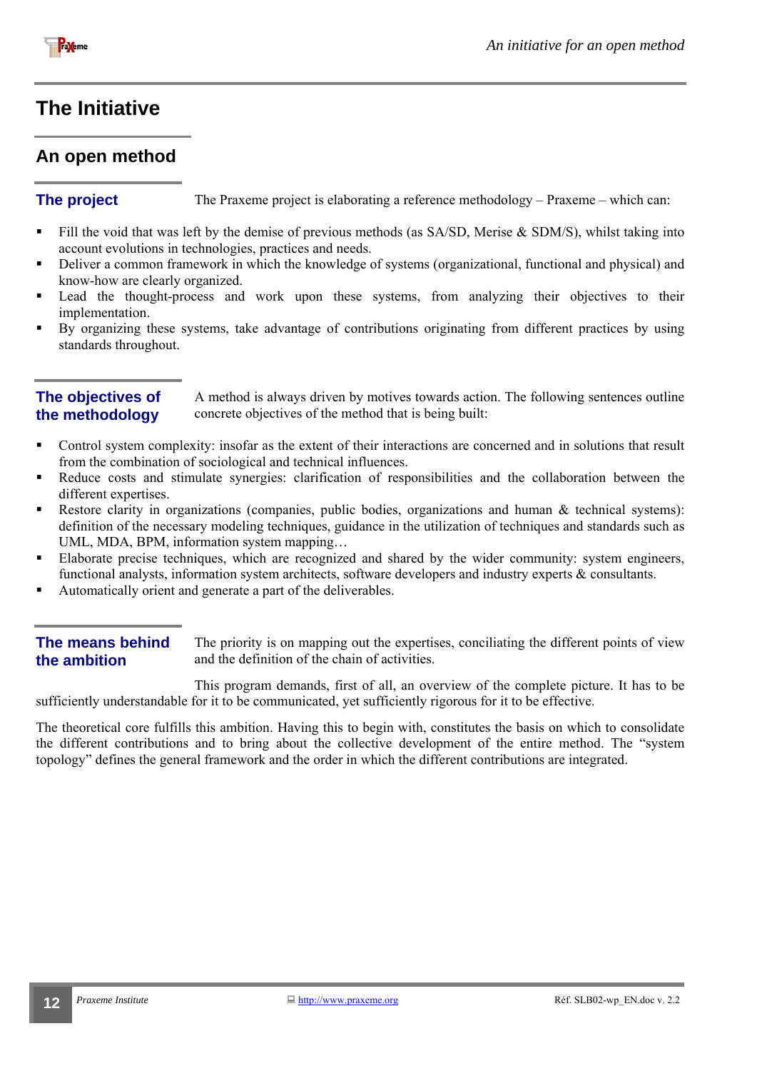# The Initiative

## An open method

### The project

The Praxeme project is elaborating a reference methodology – Praxeme – which can:

- Fill the void that was left by the demise of previous methods (as SA/SD, Merise & SDM/S), whilst taking into account evolutions in technologies, practices and needs.
- Deliver a common framework in which the knowledge of systems (organizational, functional and physical) and know-how are clearly organized.
- Lead the thought-process and work upon these systems, from analyzing their objectives to their implementation.
- By organizing these systems, take advantage of contributions originating from different practices by using standards throughout.

### The objectives of the methodology

A method is always driven by motives towards action. The following sentences outline concrete objectives of the method that is being built:

- Control system complexity: insofar as the extent of their interactions are concerned and in solutions that result from the combination of sociological and technical influences.
- Reduce costs and stimulate synergies: clarification of responsibilities and the collaboration between the different expertises.
- Restore clarity in organizations (companies, public bodies, organizations and human & technical systems): definition of the necessary modeling techniques, guidance in the utilization of techniques and standards such as UML, MDA, BPM, information system mapping…
- Elaborate precise techniques, which are recognized and shared by the wider community: system engineers, functional analysts, information system architects, software developers and industry experts & consultants.
- Automatically orient and generate a part of the deliverables.

### The means behind the ambition

The priority is on mapping out the expertises, conciliating the different points of view and the definition of the chain of activities.

This program demands, first of all, an overview of the complete picture. It has to be sufficiently understandable for it to be communicated, yet sufficiently rigorous for it to be effective.

The theoretical core fulfills this ambition. Having this to begin with, constitutes the basis on which to consolidate the different contributions and to bring about the collective development of the entire method. The "system topology" defines the general framework and the order in which the different contributions are integrated.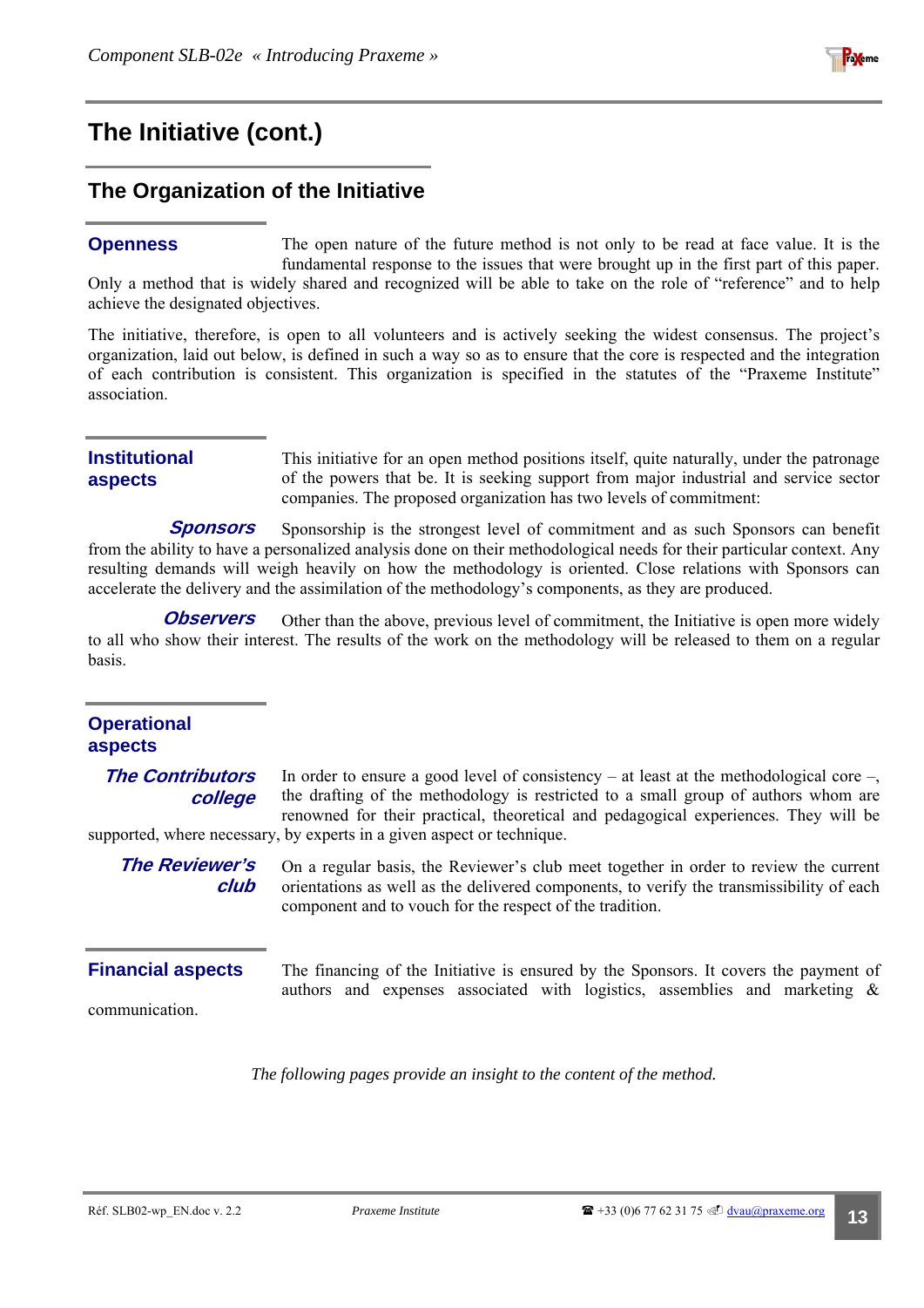# The Initiative (cont.)

## The Organization of the Initiative

### Openness

The open nature of the future method is not only to be read at face value. It is the fundamental response to the issues that were brought up in the first part of this paper. Only a method that is widely shared and recognized will be able to take on the role of "reference" and to help achieve the designated objectives.

The initiative, therefore, is open to all volunteers and is actively seeking the widest consensus. The project's organization, laid out below, is defined in such a way so as to ensure that the core is respected and the integration of each contribution is consistent. This organization is specified in the statutes of the "Praxeme Institute" association.

### Institutional aspects

This initiative for an open method positions itself, quite naturally, under the patronage of the powers that be. It is seeking support from major industrial and service sector companies. The proposed organization has two levels of commitment:

***Sponsors*** Sponsorship is the strongest level of commitment and as such Sponsors can benefit from the ability to have a personalized analysis done on their methodological needs for their particular context. Any resulting demands will weigh heavily on how the methodology is oriented. Close relations with Sponsors can accelerate the delivery and the assimilation of the methodology's components, as they are produced.

***Observers*** Other than the above, previous level of commitment, the Initiative is open more widely to all who show their interest. The results of the work on the methodology will be released to them on a regular basis.

### Operational aspects

***The Contributors college*** In order to ensure a good level of consistency – at least at the methodological core –, the drafting of the methodology is restricted to a small group of authors whom are renowned for their practical, theoretical and pedagogical experiences. They will be supported, where necessary, by experts in a given aspect or technique.

***The Reviewer's club*** On a regular basis, the Reviewer's club meet together in order to review the current orientations as well as the delivered components, to verify the transmissibility of each component and to vouch for the respect of the tradition.

### Financial aspects

The financing of the Initiative is ensured by the Sponsors. It covers the payment of authors and expenses associated with logistics, assemblies and marketing & communication.

*The following pages provide an insight to the content of the method.*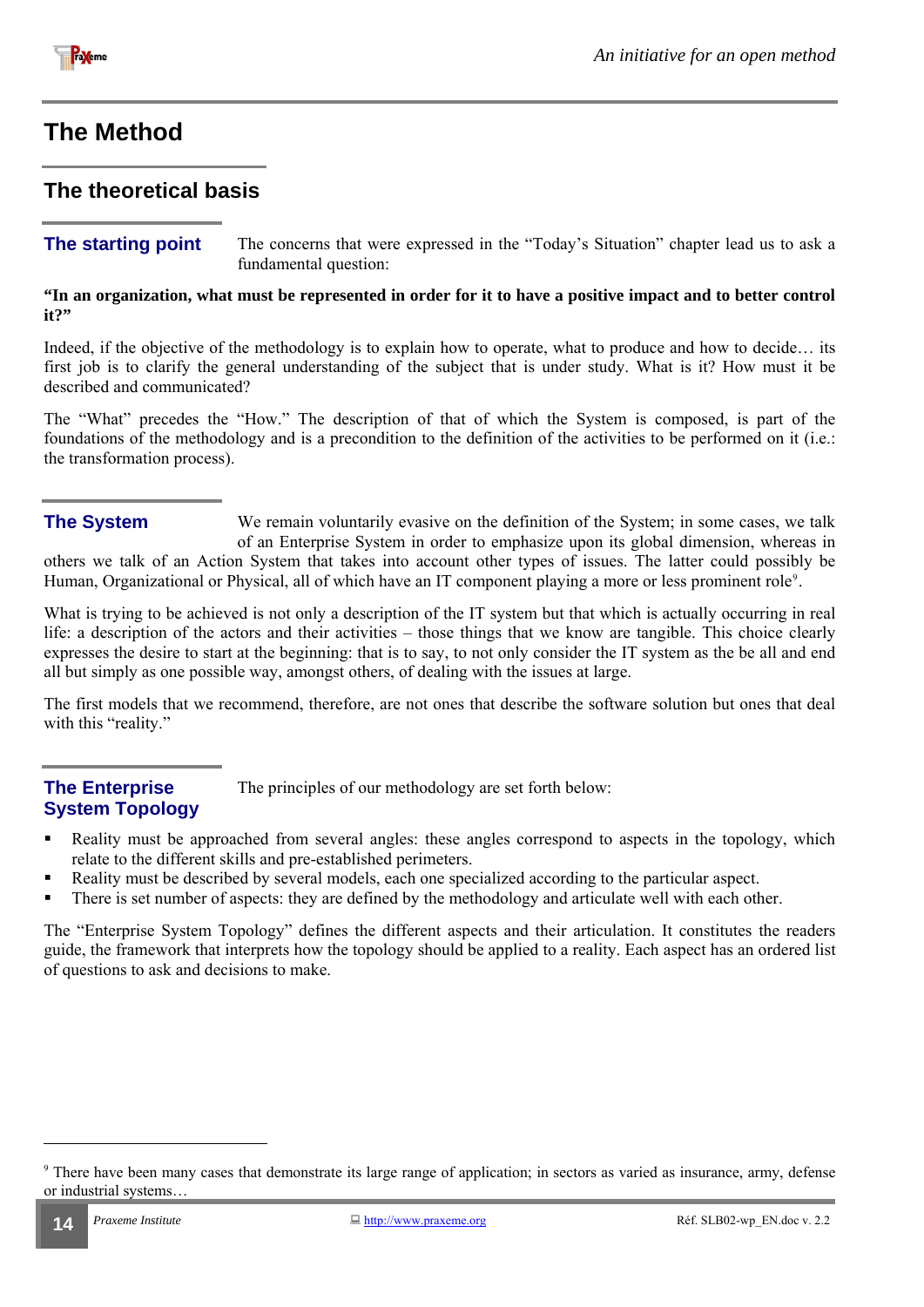# The Method

## The theoretical basis

### The starting point

The concerns that were expressed in the "Today's Situation" chapter lead us to ask a fundamental question:

**"In an organization, what must be represented in order for it to have a positive impact and to better control it?"**

Indeed, if the objective of the methodology is to explain how to operate, what to produce and how to decide… its first job is to clarify the general understanding of the subject that is under study. What is it? How must it be described and communicated?

The "What" precedes the "How." The description of that of which the System is composed, is part of the foundations of the methodology and is a precondition to the definition of the activities to be performed on it (i.e.: the transformation process).

### The System

We remain voluntarily evasive on the definition of the System; in some cases, we talk of an Enterprise System in order to emphasize upon its global dimension, whereas in others we talk of an Action System that takes into account other types of issues. The latter could possibly be Human, Organizational or Physical, all of which have an IT component playing a more or less prominent role[9].

What is trying to be achieved is not only a description of the IT system but that which is actually occurring in real life: a description of the actors and their activities – those things that we know are tangible. This choice clearly expresses the desire to start at the beginning: that is to say, to not only consider the IT system as the be all and end all but simply as one possible way, amongst others, of dealing with the issues at large.

The first models that we recommend, therefore, are not ones that describe the software solution but ones that deal with this "reality."

### The Enterprise System Topology

The principles of our methodology are set forth below:

- Reality must be approached from several angles: these angles correspond to aspects in the topology, which relate to the different skills and pre-established perimeters.
- Reality must be described by several models, each one specialized according to the particular aspect.
- There is set number of aspects: they are defined by the methodology and articulate well with each other.

The "Enterprise System Topology" defines the different aspects and their articulation. It constitutes the readers guide, the framework that interprets how the topology should be applied to a reality. Each aspect has an ordered list of questions to ask and decisions to make.

---

[9] There have been many cases that demonstrate its large range of application; in sectors as varied as insurance, army, defense or industrial systems…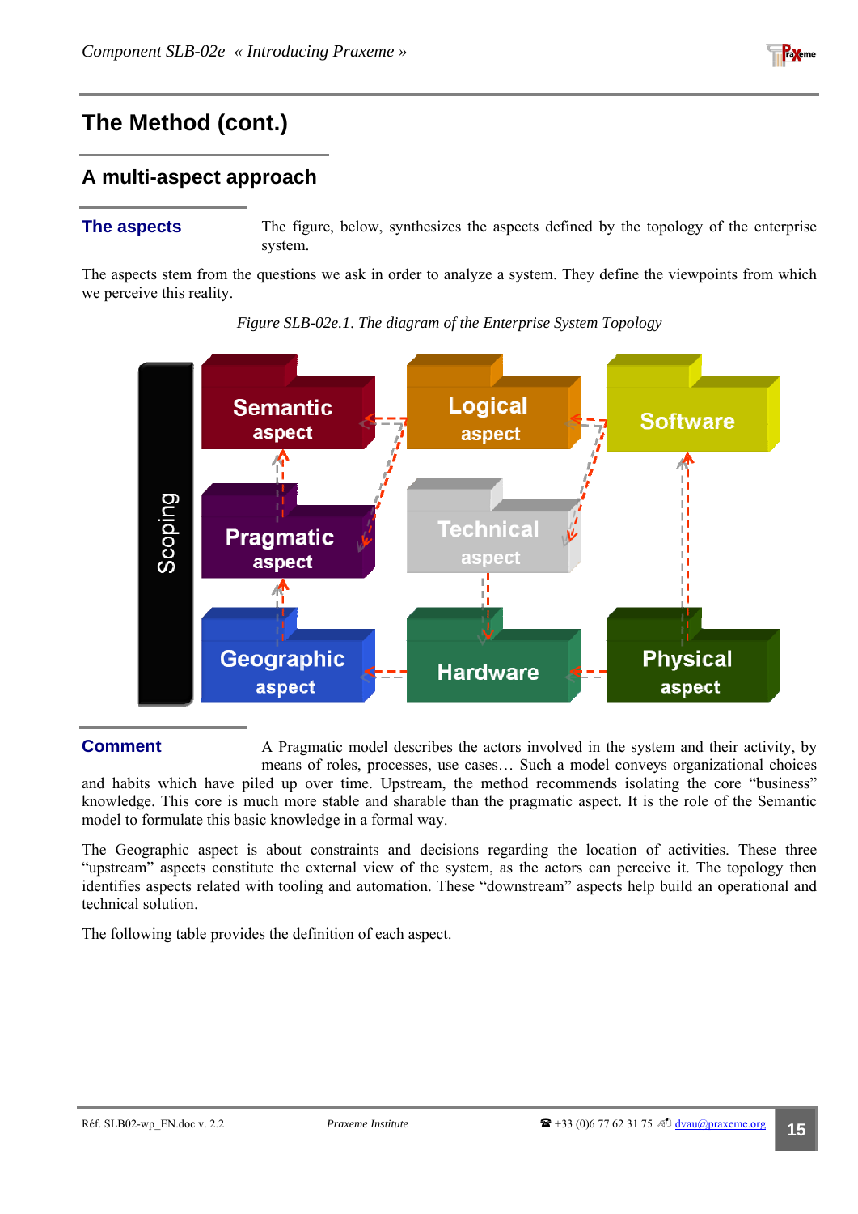# The Method (cont.)

## A multi-aspect approach

### The aspects

The figure, below, synthesizes the aspects defined by the topology of the enterprise system.

The aspects stem from the questions we ask in order to analyze a system. They define the viewpoints from which we perceive this reality.

*Figure SLB-02e.1. The diagram of the Enterprise System Topology*

### Comment

A Pragmatic model describes the actors involved in the system and their activity, by means of roles, processes, use cases… Such a model conveys organizational choices and habits which have piled up over time. Upstream, the method recommends isolating the core "business" knowledge. This core is much more stable and sharable than the pragmatic aspect. It is the role of the Semantic model to formulate this basic knowledge in a formal way.

The Geographic aspect is about constraints and decisions regarding the location of activities. These three "upstream" aspects constitute the external view of the system, as the actors can perceive it. The topology then identifies aspects related with tooling and automation. These "downstream" aspects help build an operational and technical solution.

The following table provides the definition of each aspect.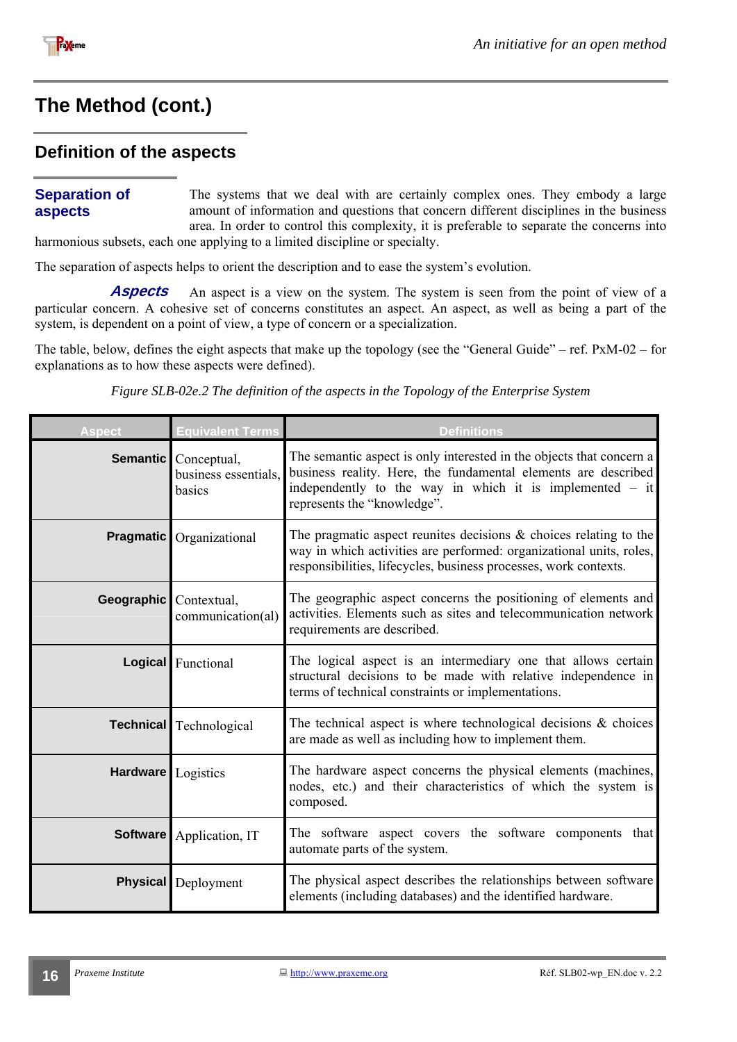# The Method (cont.)

## Definition of the aspects

### Separation of aspects

The systems that we deal with are certainly complex ones. They embody a large amount of information and questions that concern different disciplines in the business area. In order to control this complexity, it is preferable to separate the concerns into harmonious subsets, each one applying to a limited discipline or specialty.

The separation of aspects helps to orient the description and to ease the system's evolution.

***Aspects*** An aspect is a view on the system. The system is seen from the point of view of a particular concern. A cohesive set of concerns constitutes an aspect. An aspect, as well as being a part of the system, is dependent on a point of view, a type of concern or a specialization.

The table, below, defines the eight aspects that make up the topology (see the "General Guide" – ref. PxM-02 – for explanations as to how these aspects were defined).

*Figure SLB-02e.2 The definition of the aspects in the Topology of the Enterprise System*

| Aspect | Equivalent Terms | Definitions |
|---|---|---|
| **Semantic** | Conceptual, business essentials, basics | The semantic aspect is only interested in the objects that concern a business reality. Here, the fundamental elements are described independently to the way in which it is implemented – it represents the "knowledge". |
| **Pragmatic** | Organizational | The pragmatic aspect reunites decisions & choices relating to the way in which activities are performed: organizational units, roles, responsibilities, lifecycles, business processes, work contexts. |
| **Geographic** | Contextual, communication(al) | The geographic aspect concerns the positioning of elements and activities. Elements such as sites and telecommunication network requirements are described. |
| **Logical** | Functional | The logical aspect is an intermediary one that allows certain structural decisions to be made with relative independence in terms of technical constraints or implementations. |
| **Technical** | Technological | The technical aspect is where technological decisions & choices are made as well as including how to implement them. |
| **Hardware** | Logistics | The hardware aspect concerns the physical elements (machines, nodes, etc.) and their characteristics of which the system is composed. |
| **Software** | Application, IT | The software aspect covers the software components that automate parts of the system. |
| **Physical** | Deployment | The physical aspect describes the relationships between software elements (including databases) and the identified hardware. |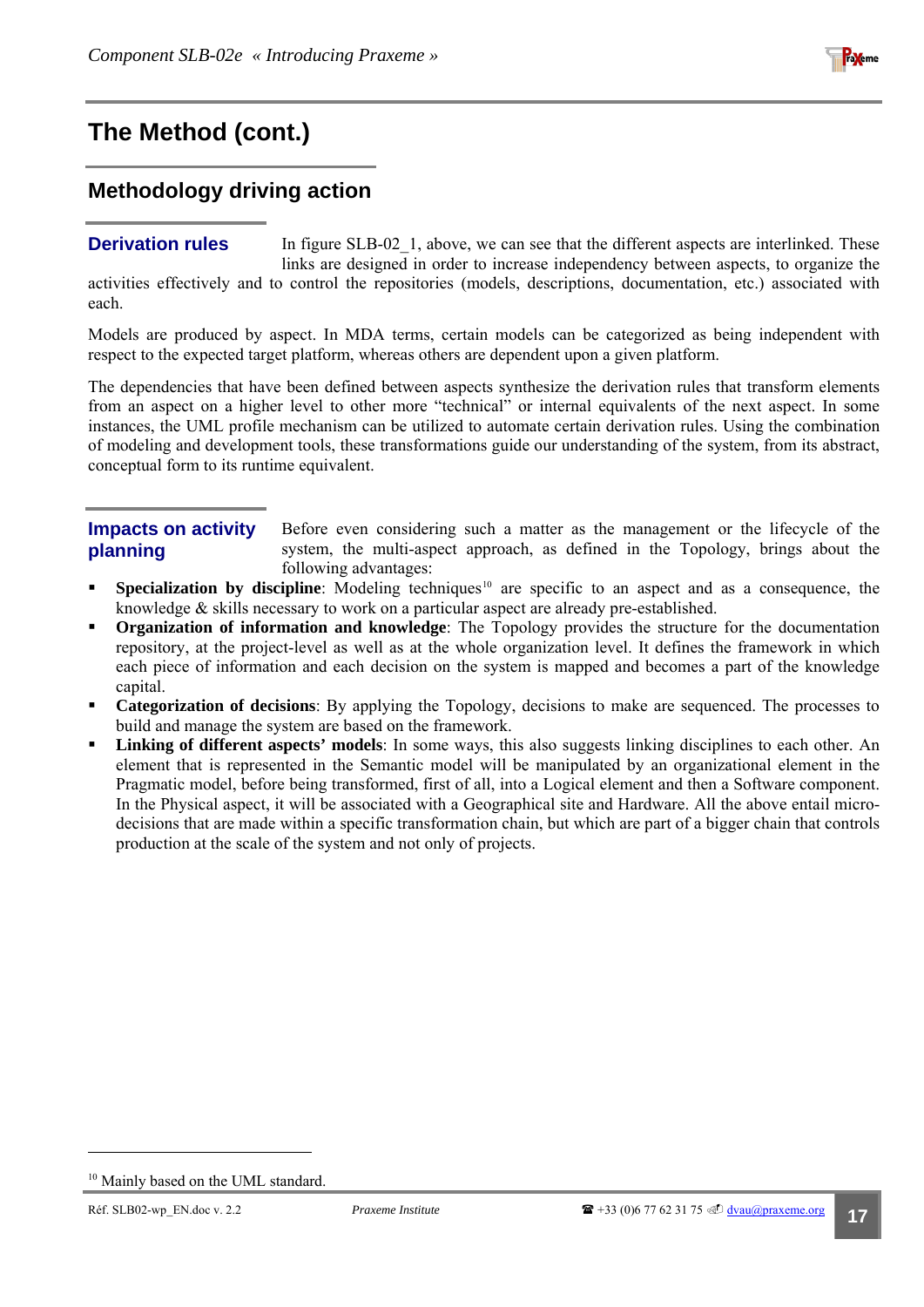# The Method (cont.)

## Methodology driving action

### Derivation rules

In figure SLB-02_1, above, we can see that the different aspects are interlinked. These links are designed in order to increase independency between aspects, to organize the activities effectively and to control the repositories (models, descriptions, documentation, etc.) associated with each.

Models are produced by aspect. In MDA terms, certain models can be categorized as being independent with respect to the expected target platform, whereas others are dependent upon a given platform.

The dependencies that have been defined between aspects synthesize the derivation rules that transform elements from an aspect on a higher level to other more "technical" or internal equivalents of the next aspect. In some instances, the UML profile mechanism can be utilized to automate certain derivation rules. Using the combination of modeling and development tools, these transformations guide our understanding of the system, from its abstract, conceptual form to its runtime equivalent.

### Impacts on activity planning

Before even considering such a matter as the management or the lifecycle of the system, the multi-aspect approach, as defined in the Topology, brings about the following advantages:

- **Specialization by discipline**: Modeling techniques[10] are specific to an aspect and as a consequence, the knowledge & skills necessary to work on a particular aspect are already pre-established.
- **Organization of information and knowledge**: The Topology provides the structure for the documentation repository, at the project-level as well as at the whole organization level. It defines the framework in which each piece of information and each decision on the system is mapped and becomes a part of the knowledge capital.
- **Categorization of decisions**: By applying the Topology, decisions to make are sequenced. The processes to build and manage the system are based on the framework.
- **Linking of different aspects' models**: In some ways, this also suggests linking disciplines to each other. An element that is represented in the Semantic model will be manipulated by an organizational element in the Pragmatic model, before being transformed, first of all, into a Logical element and then a Software component. In the Physical aspect, it will be associated with a Geographical site and Hardware. All the above entail micro-decisions that are made within a specific transformation chain, but which are part of a bigger chain that controls production at the scale of the system and not only of projects.

[10] Mainly based on the UML standard.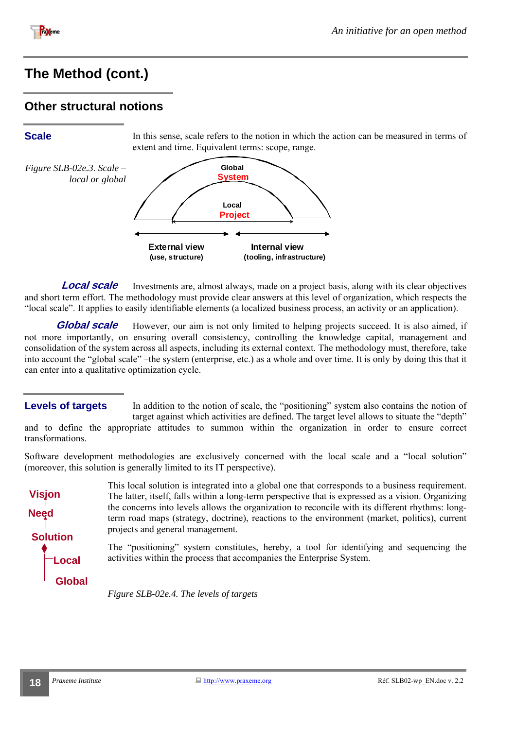# The Method (cont.)

## Other structural notions

### Scale

In this sense, scale refers to the notion in which the action can be measured in terms of extent and time. Equivalent terms: scope, range.

*Figure SLB-02e.3. Scale – local or global*

Global
System

Local
Project

External view
(use, structure)

Internal view
(tooling, infrastructure)

***Local scale*** Investments are, almost always, made on a project basis, along with its clear objectives and short term effort. The methodology must provide clear answers at this level of organization, which respects the "local scale". It applies to easily identifiable elements (a localized business process, an activity or an application).

***Global scale*** However, our aim is not only limited to helping projects succeed. It is also aimed, if not more importantly, on ensuring overall consistency, controlling the knowledge capital, management and consolidation of the system across all aspects, including its external context. The methodology must, therefore, take into account the "global scale" –the system (enterprise, etc.) as a whole and over time. It is only by doing this that it can enter into a qualitative optimization cycle.

### Levels of targets

In addition to the notion of scale, the "positioning" system also contains the notion of target against which activities are defined. The target level allows to situate the "depth" and to define the appropriate attitudes to summon within the organization in order to ensure correct transformations.

Software development methodologies are exclusively concerned with the local scale and a "local solution" (moreover, this solution is generally limited to its IT perspective).

Vision
Need
Solution
Local
Global

This local solution is integrated into a global one that corresponds to a business requirement. The latter, itself, falls within a long-term perspective that is expressed as a vision. Organizing the concerns into levels allows the organization to reconcile with its different rhythms: long-term road maps (strategy, doctrine), reactions to the environment (market, politics), current projects and general management.

The "positioning" system constitutes, hereby, a tool for identifying and sequencing the activities within the process that accompanies the Enterprise System.

*Figure SLB-02e.4. The levels of targets*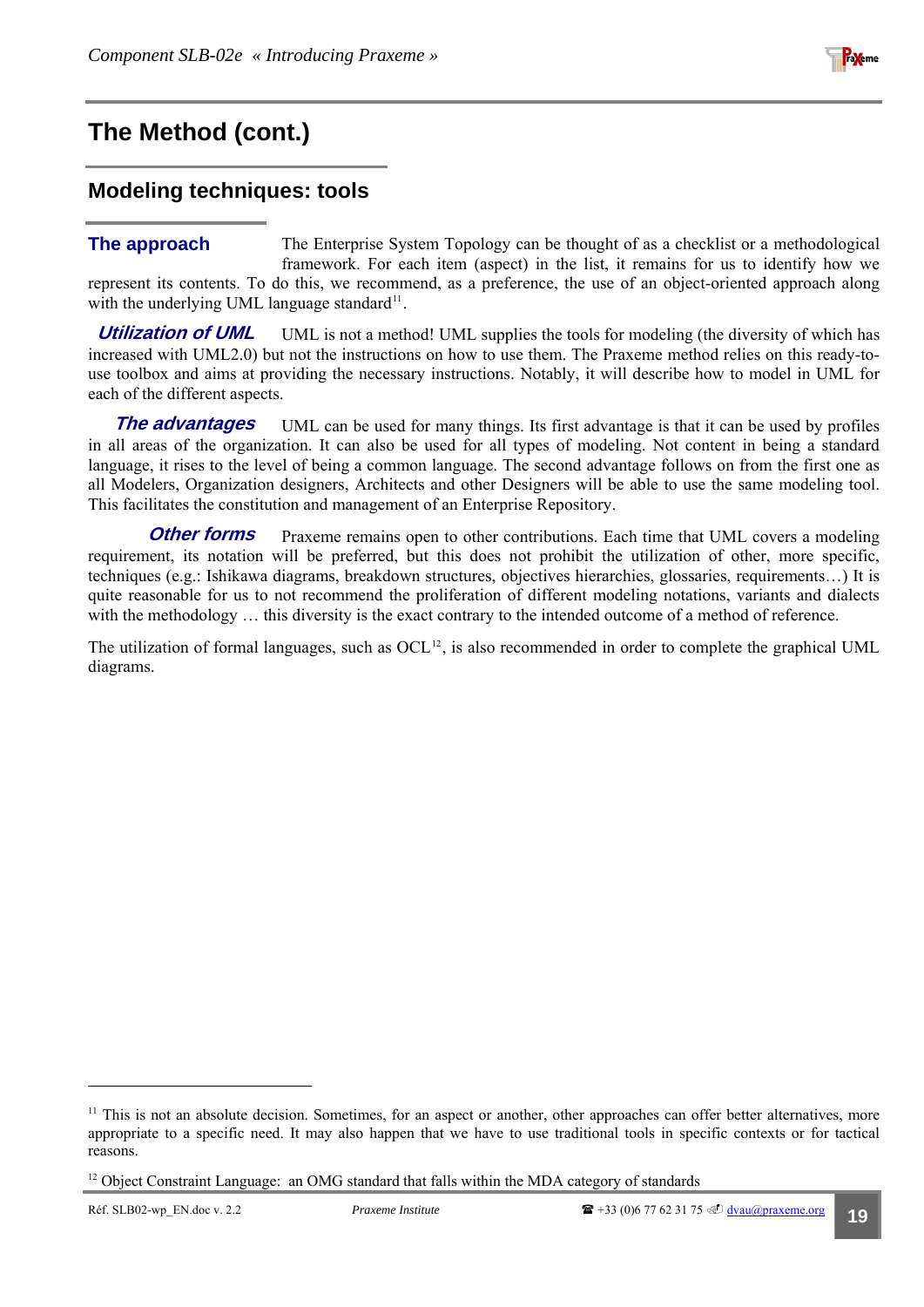# The Method (cont.)

## Modeling techniques: tools

### The approach

The Enterprise System Topology can be thought of as a checklist or a methodological framework. For each item (aspect) in the list, it remains for us to identify how we represent its contents. To do this, we recommend, as a preference, the use of an object-oriented approach along with the underlying UML language standard[11].

***Utilization of UML*** UML is not a method! UML supplies the tools for modeling (the diversity of which has increased with UML2.0) but not the instructions on how to use them. The Praxeme method relies on this ready-to-use toolbox and aims at providing the necessary instructions. Notably, it will describe how to model in UML for each of the different aspects.

***The advantages*** UML can be used for many things. Its first advantage is that it can be used by profiles in all areas of the organization. It can also be used for all types of modeling. Not content in being a standard language, it rises to the level of being a common language. The second advantage follows on from the first one as all Modelers, Organization designers, Architects and other Designers will be able to use the same modeling tool. This facilitates the constitution and management of an Enterprise Repository.

***Other forms*** Praxeme remains open to other contributions. Each time that UML covers a modeling requirement, its notation will be preferred, but this does not prohibit the utilization of other, more specific, techniques (e.g.: Ishikawa diagrams, breakdown structures, objectives hierarchies, glossaries, requirements…) It is quite reasonable for us to not recommend the proliferation of different modeling notations, variants and dialects with the methodology … this diversity is the exact contrary to the intended outcome of a method of reference.

The utilization of formal languages, such as OCL[12], is also recommended in order to complete the graphical UML diagrams.

---

[11] This is not an absolute decision. Sometimes, for an aspect or another, other approaches can offer better alternatives, more appropriate to a specific need. It may also happen that we have to use traditional tools in specific contexts or for tactical reasons.

[12] Object Constraint Language: an OMG standard that falls within the MDA category of standards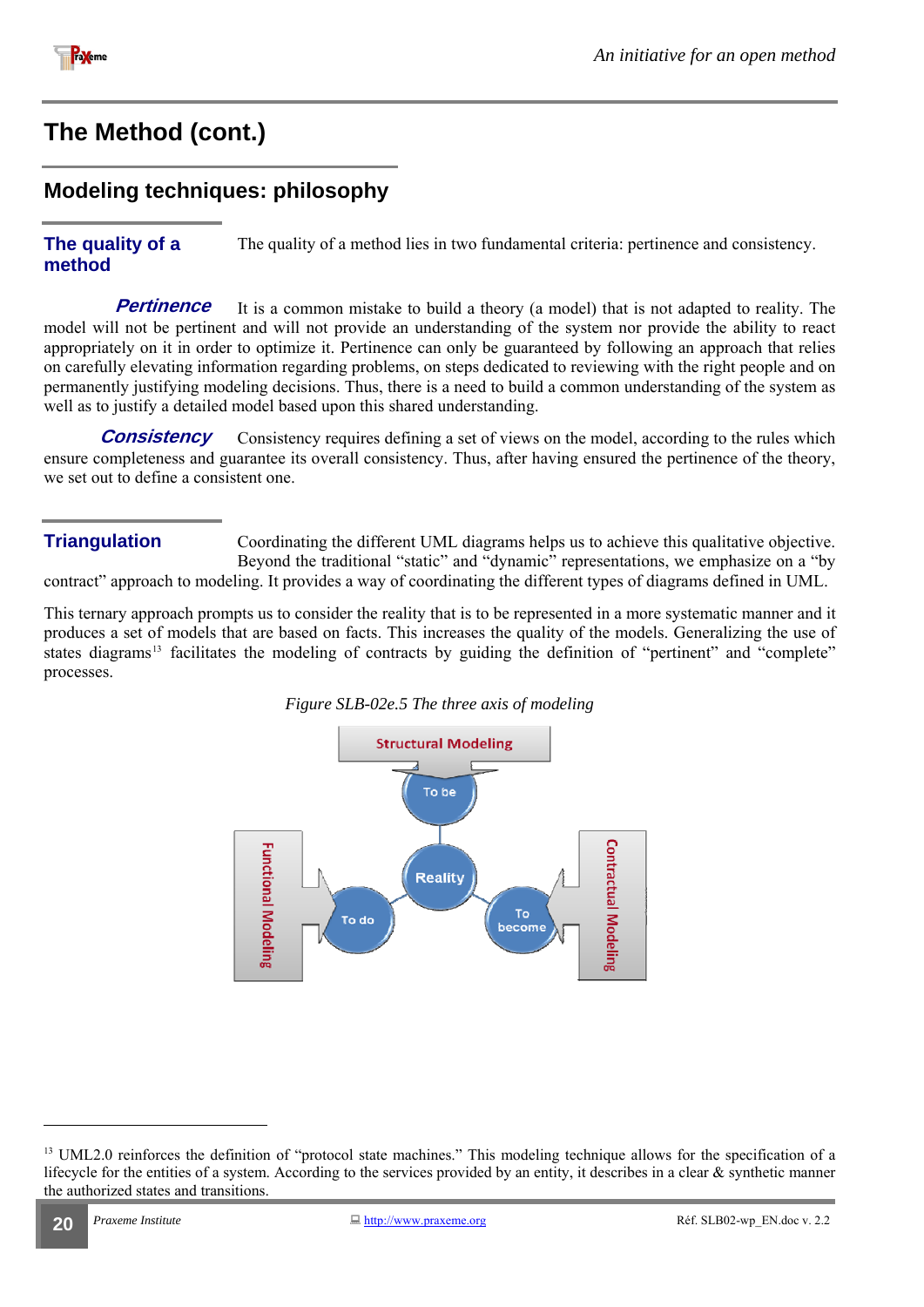# The Method (cont.)

## Modeling techniques: philosophy

### The quality of a method

The quality of a method lies in two fundamental criteria: pertinence and consistency.

***Pertinence*** It is a common mistake to build a theory (a model) that is not adapted to reality. The model will not be pertinent and will not provide an understanding of the system nor provide the ability to react appropriately on it in order to optimize it. Pertinence can only be guaranteed by following an approach that relies on carefully elevating information regarding problems, on steps dedicated to reviewing with the right people and on permanently justifying modeling decisions. Thus, there is a need to build a common understanding of the system as well as to justify a detailed model based upon this shared understanding.

***Consistency*** Consistency requires defining a set of views on the model, according to the rules which ensure completeness and guarantee its overall consistency. Thus, after having ensured the pertinence of the theory, we set out to define a consistent one.

### Triangulation

Coordinating the different UML diagrams helps us to achieve this qualitative objective. Beyond the traditional "static" and "dynamic" representations, we emphasize on a "by contract" approach to modeling. It provides a way of coordinating the different types of diagrams defined in UML.

This ternary approach prompts us to consider the reality that is to be represented in a more systematic manner and it produces a set of models that are based on facts. This increases the quality of the models. Generalizing the use of states diagrams[13] facilitates the modeling of contracts by guiding the definition of "pertinent" and "complete" processes.

*Figure SLB-02e.5 The three axis of modeling*

Structural Modeling

To be

Reality

Functional Modeling

To do

To become

Contractual Modeling

[13] UML2.0 reinforces the definition of "protocol state machines." This modeling technique allows for the specification of a lifecycle for the entities of a system. According to the services provided by an entity, it describes in a clear & synthetic manner the authorized states and transitions.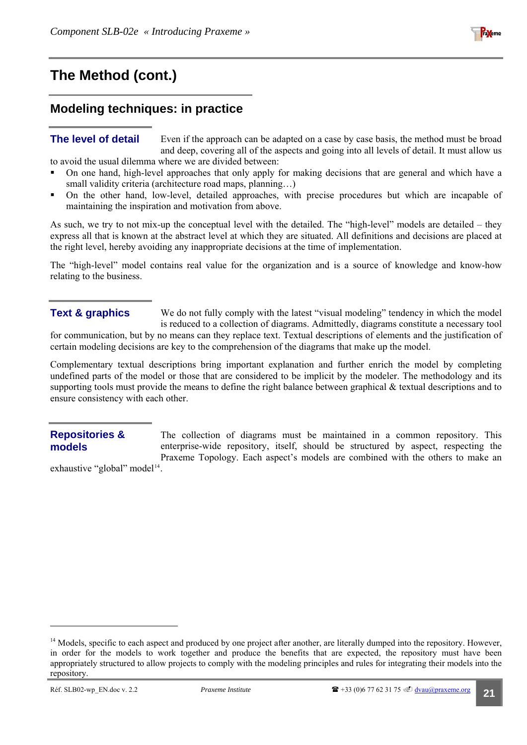# The Method (cont.)

## Modeling techniques: in practice

### The level of detail

Even if the approach can be adapted on a case by case basis, the method must be broad and deep, covering all of the aspects and going into all levels of detail. It must allow us to avoid the usual dilemma where we are divided between:

- On one hand, high-level approaches that only apply for making decisions that are general and which have a small validity criteria (architecture road maps, planning…)
- On the other hand, low-level, detailed approaches, with precise procedures but which are incapable of maintaining the inspiration and motivation from above.

As such, we try to not mix-up the conceptual level with the detailed. The "high-level" models are detailed – they express all that is known at the abstract level at which they are situated. All definitions and decisions are placed at the right level, hereby avoiding any inappropriate decisions at the time of implementation.

The "high-level" model contains real value for the organization and is a source of knowledge and know-how relating to the business.

### Text & graphics

We do not fully comply with the latest "visual modeling" tendency in which the model is reduced to a collection of diagrams. Admittedly, diagrams constitute a necessary tool for communication, but by no means can they replace text. Textual descriptions of elements and the justification of certain modeling decisions are key to the comprehension of the diagrams that make up the model.

Complementary textual descriptions bring important explanation and further enrich the model by completing undefined parts of the model or those that are considered to be implicit by the modeler. The methodology and its supporting tools must provide the means to define the right balance between graphical & textual descriptions and to ensure consistency with each other.

### Repositories & models

The collection of diagrams must be maintained in a common repository. This enterprise-wide repository, itself, should be structured by aspect, respecting the Praxeme Topology. Each aspect's models are combined with the others to make an exhaustive "global" model[14].

---

[14] Models, specific to each aspect and produced by one project after another, are literally dumped into the repository. However, in order for the models to work together and produce the benefits that are expected, the repository must have been appropriately structured to allow projects to comply with the modeling principles and rules for integrating their models into the repository.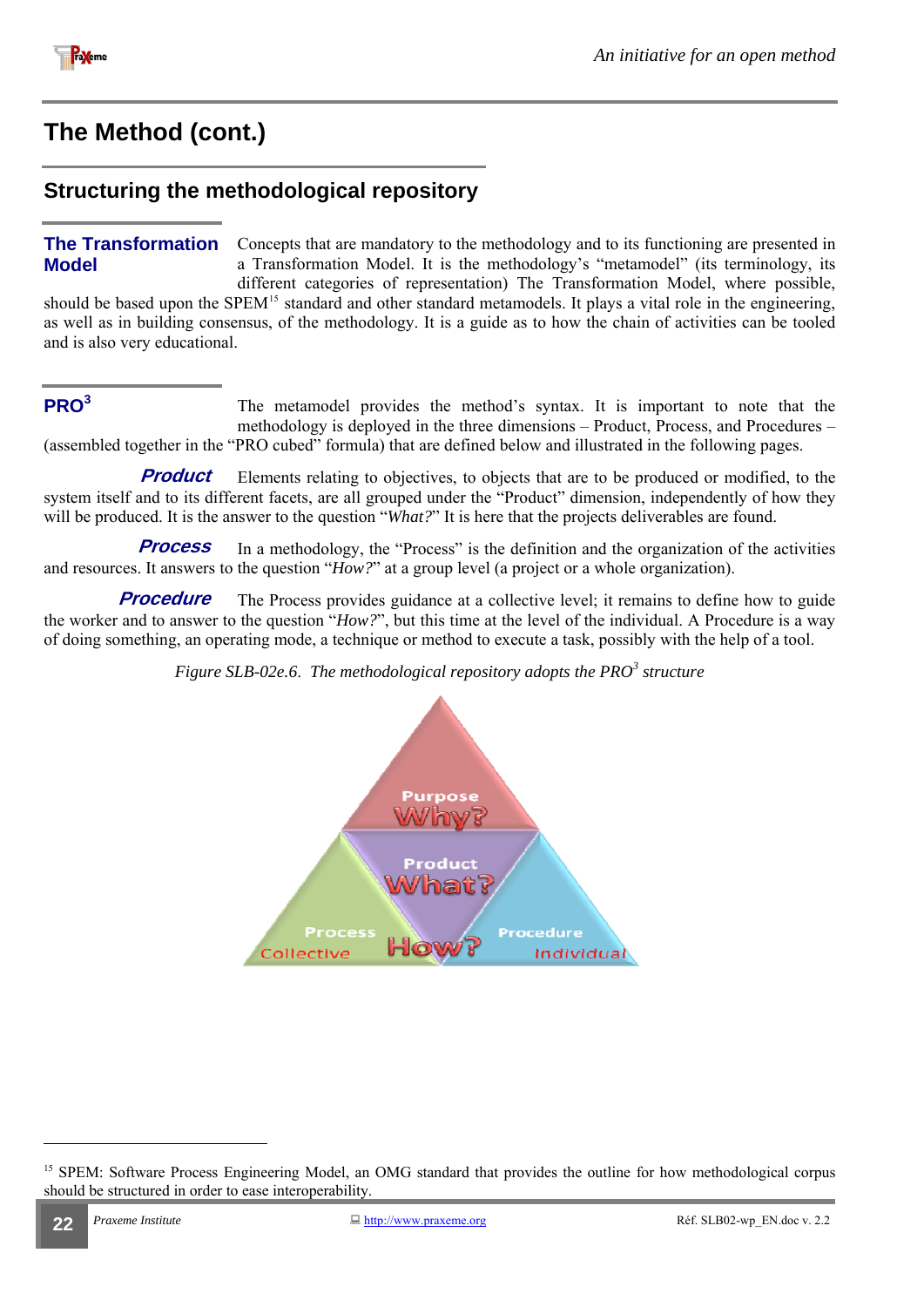# The Method (cont.)

## Structuring the methodological repository

### The Transformation Model

Concepts that are mandatory to the methodology and to its functioning are presented in a Transformation Model. It is the methodology's "metamodel" (its terminology, its different categories of representation) The Transformation Model, where possible, should be based upon the SPEM[15] standard and other standard metamodels. It plays a vital role in the engineering, as well as in building consensus, of the methodology. It is a guide as to how the chain of activities can be tooled and is also very educational.

### PRO$^3$

The metamodel provides the method's syntax. It is important to note that the methodology is deployed in the three dimensions – Product, Process, and Procedures – (assembled together in the "PRO cubed" formula) that are defined below and illustrated in the following pages.

***Product*** Elements relating to objectives, to objects that are to be produced or modified, to the system itself and to its different facets, are all grouped under the "Product" dimension, independently of how they will be produced. It is the answer to the question "*What?*" It is here that the projects deliverables are found.

***Process*** In a methodology, the "Process" is the definition and the organization of the activities and resources. It answers to the question "*How?*" at a group level (a project or a whole organization).

***Procedure*** The Process provides guidance at a collective level; it remains to define how to guide the worker and to answer to the question "*How?*", but this time at the level of the individual. A Procedure is a way of doing something, an operating mode, a technique or method to execute a task, possibly with the help of a tool.

*Figure SLB-02e.6. The methodological repository adopts the PRO$^3$ structure*

---

[15] SPEM: Software Process Engineering Model, an OMG standard that provides the outline for how methodological corpus should be structured in order to ease interoperability.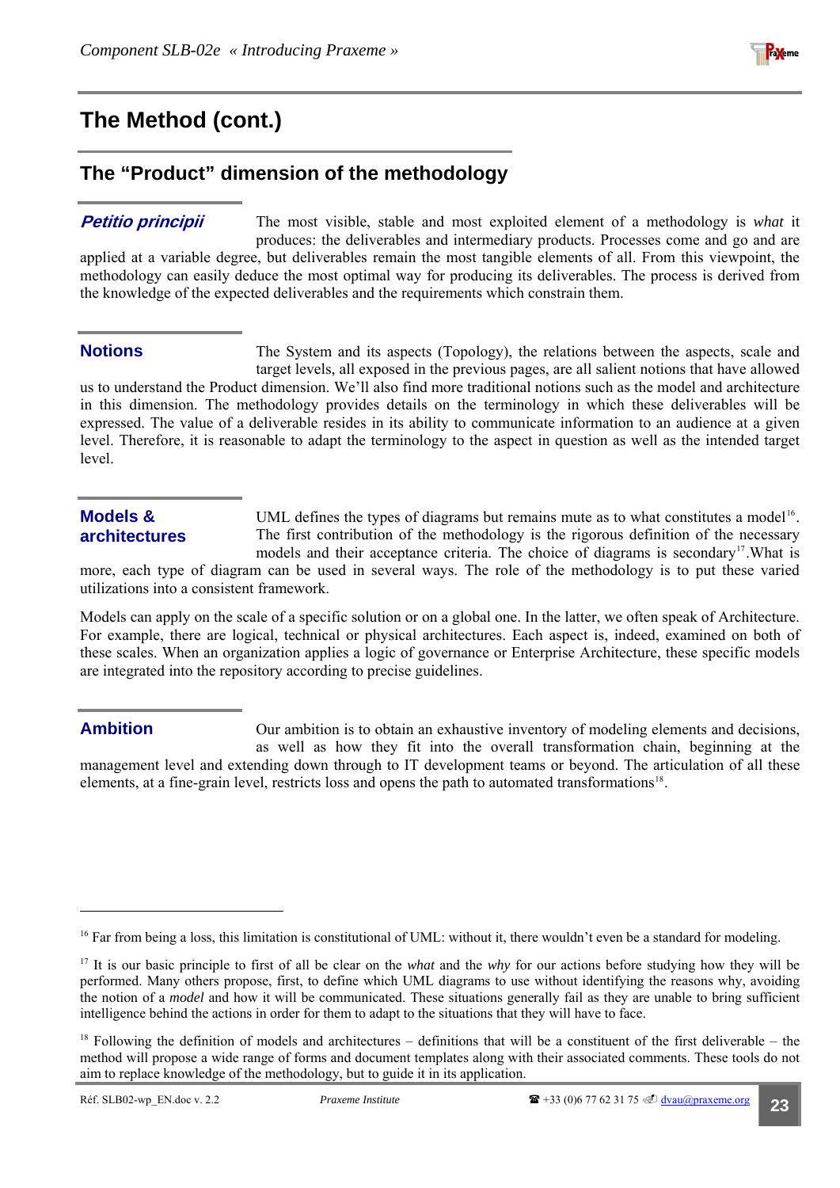## The Method (cont.)

### The "Product" dimension of the methodology

***Petitio principii***

The most visible, stable and most exploited element of a methodology is *what* it produces: the deliverables and intermediary products. Processes come and go and are applied at a variable degree, but deliverables remain the most tangible elements of all. From this viewpoint, the methodology can easily deduce the most optimal way for producing its deliverables. The process is derived from the knowledge of the expected deliverables and the requirements which constrain them.

**Notions**

The System and its aspects (Topology), the relations between the aspects, scale and target levels, all exposed in the previous pages, are all salient notions that have allowed us to understand the Product dimension. We'll also find more traditional notions such as the model and architecture in this dimension. The methodology provides details on the terminology in which these deliverables will be expressed. The value of a deliverable resides in its ability to communicate information to an audience at a given level. Therefore, it is reasonable to adapt the terminology to the aspect in question as well as the intended target level.

**Models & architectures**

UML defines the types of diagrams but remains mute as to what constitutes a model[16]. The first contribution of the methodology is the rigorous definition of the necessary models and their acceptance criteria. The choice of diagrams is secondary[17].What is more, each type of diagram can be used in several ways. The role of the methodology is to put these varied utilizations into a consistent framework.

Models can apply on the scale of a specific solution or on a global one. In the latter, we often speak of Architecture. For example, there are logical, technical or physical architectures. Each aspect is, indeed, examined on both of these scales. When an organization applies a logic of governance or Enterprise Architecture, these specific models are integrated into the repository according to precise guidelines.

**Ambition**

Our ambition is to obtain an exhaustive inventory of modeling elements and decisions, as well as how they fit into the overall transformation chain, beginning at the management level and extending down through to IT development teams or beyond. The articulation of all these elements, at a fine-grain level, restricts loss and opens the path to automated transformations[18].

---

[16] Far from being a loss, this limitation is constitutional of UML: without it, there wouldn't even be a standard for modeling.

[17] It is our basic principle to first of all be clear on the *what* and the *why* for our actions before studying how they will be performed. Many others propose, first, to define which UML diagrams to use without identifying the reasons why, avoiding the notion of a *model* and how it will be communicated. These situations generally fail as they are unable to bring sufficient intelligence behind the actions in order for them to adapt to the situations that they will have to face.

[18] Following the definition of models and architectures – definitions that will be a constituent of the first deliverable – the method will propose a wide range of forms and document templates along with their associated comments. These tools do not aim to replace knowledge of the methodology, but to guide it in its application.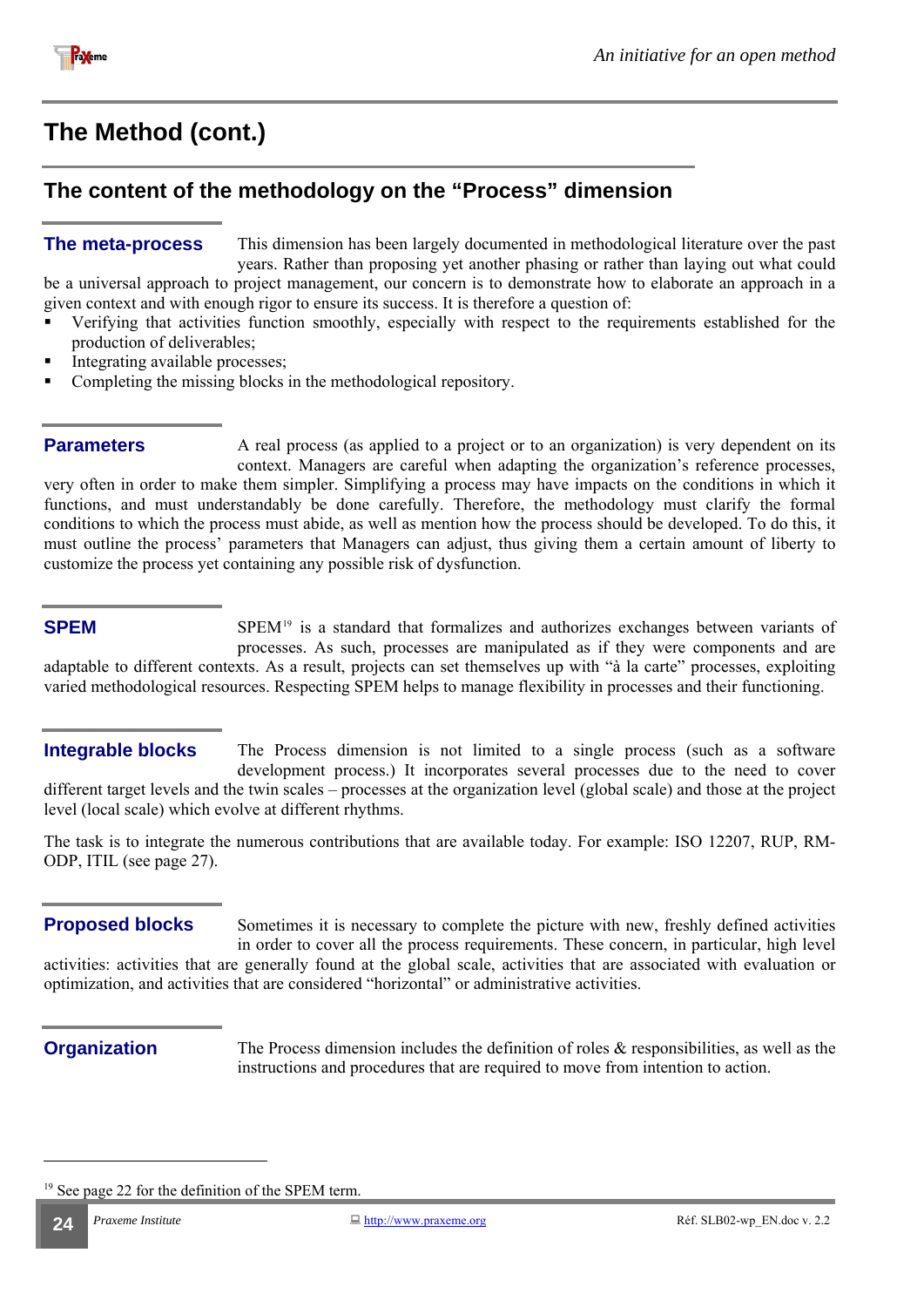# The Method (cont.)

## The content of the methodology on the "Process" dimension

### The meta-process

This dimension has been largely documented in methodological literature over the past years. Rather than proposing yet another phasing or rather than laying out what could be a universal approach to project management, our concern is to demonstrate how to elaborate an approach in a given context and with enough rigor to ensure its success. It is therefore a question of:

- Verifying that activities function smoothly, especially with respect to the requirements established for the production of deliverables;
- Integrating available processes;
- Completing the missing blocks in the methodological repository.

### Parameters

A real process (as applied to a project or to an organization) is very dependent on its context. Managers are careful when adapting the organization's reference processes, very often in order to make them simpler. Simplifying a process may have impacts on the conditions in which it functions, and must understandably be done carefully. Therefore, the methodology must clarify the formal conditions to which the process must abide, as well as mention how the process should be developed. To do this, it must outline the process' parameters that Managers can adjust, thus giving them a certain amount of liberty to customize the process yet containing any possible risk of dysfunction.

### SPEM

SPEM[19] is a standard that formalizes and authorizes exchanges between variants of processes. As such, processes are manipulated as if they were components and are adaptable to different contexts. As a result, projects can set themselves up with "à la carte" processes, exploiting varied methodological resources. Respecting SPEM helps to manage flexibility in processes and their functioning.

### Integrable blocks

The Process dimension is not limited to a single process (such as a software development process.) It incorporates several processes due to the need to cover different target levels and the twin scales – processes at the organization level (global scale) and those at the project level (local scale) which evolve at different rhythms.

The task is to integrate the numerous contributions that are available today. For example: ISO 12207, RUP, RM-ODP, ITIL (see page 27).

### Proposed blocks

Sometimes it is necessary to complete the picture with new, freshly defined activities in order to cover all the process requirements. These concern, in particular, high level activities: activities that are generally found at the global scale, activities that are associated with evaluation or optimization, and activities that are considered "horizontal" or administrative activities.

### Organization

The Process dimension includes the definition of roles & responsibilities, as well as the instructions and procedures that are required to move from intention to action.

---

[19] See page 22 for the definition of the SPEM term.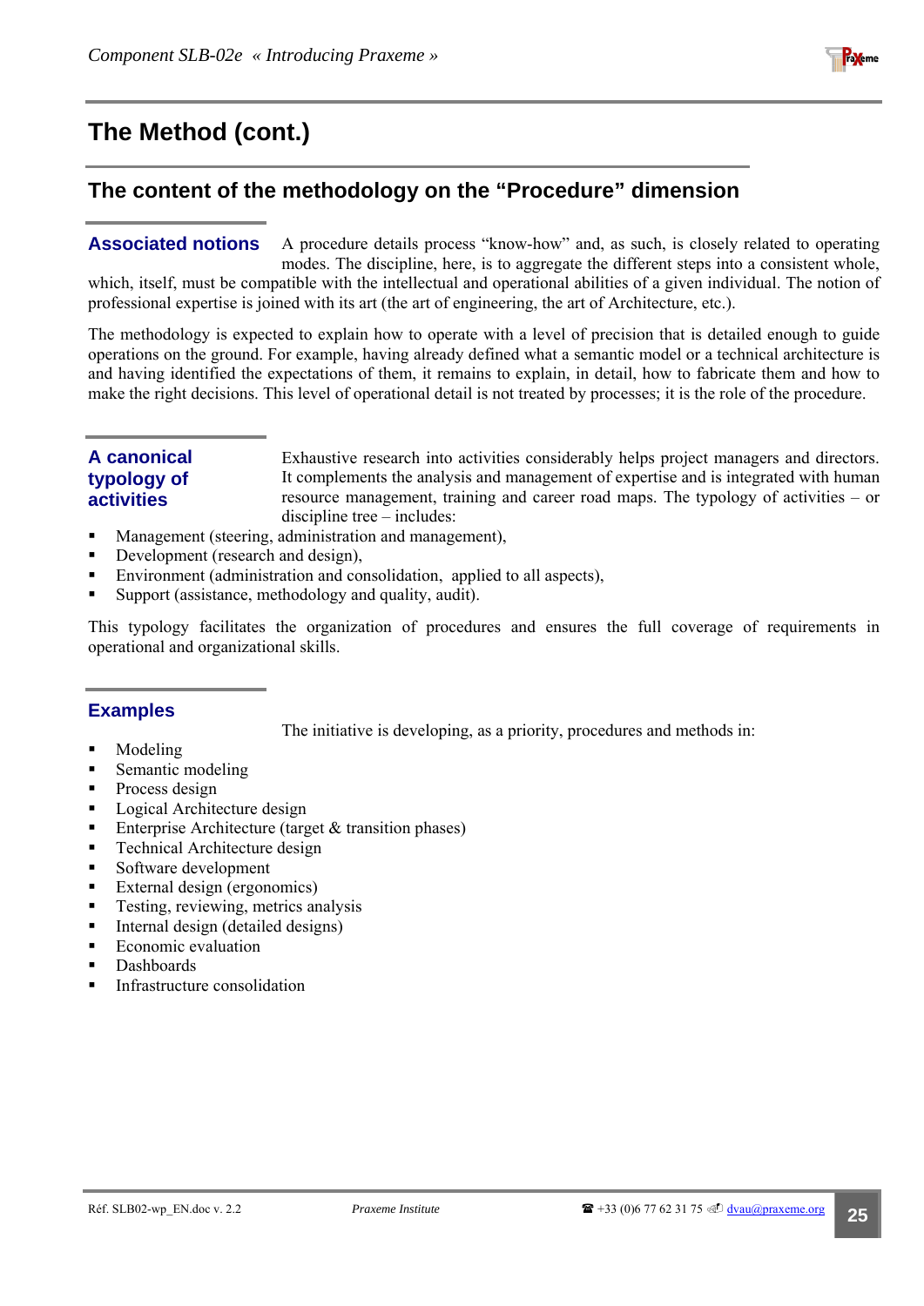# The Method (cont.)

## The content of the methodology on the "Procedure" dimension

### Associated notions

A procedure details process "know-how" and, as such, is closely related to operating modes. The discipline, here, is to aggregate the different steps into a consistent whole, which, itself, must be compatible with the intellectual and operational abilities of a given individual. The notion of professional expertise is joined with its art (the art of engineering, the art of Architecture, etc.).

The methodology is expected to explain how to operate with a level of precision that is detailed enough to guide operations on the ground. For example, having already defined what a semantic model or a technical architecture is and having identified the expectations of them, it remains to explain, in detail, how to fabricate them and how to make the right decisions. This level of operational detail is not treated by processes; it is the role of the procedure.

### A canonical typology of activities

Exhaustive research into activities considerably helps project managers and directors. It complements the analysis and management of expertise and is integrated with human resource management, training and career road maps. The typology of activities – or discipline tree – includes:

- Management (steering, administration and management),
- Development (research and design),
- Environment (administration and consolidation, applied to all aspects),
- Support (assistance, methodology and quality, audit).

This typology facilitates the organization of procedures and ensures the full coverage of requirements in operational and organizational skills.

### Examples

The initiative is developing, as a priority, procedures and methods in:

- Modeling
- Semantic modeling
- Process design
- Logical Architecture design
- Enterprise Architecture (target & transition phases)
- Technical Architecture design
- Software development
- External design (ergonomics)
- Testing, reviewing, metrics analysis
- Internal design (detailed designs)
- Economic evaluation
- Dashboards
- Infrastructure consolidation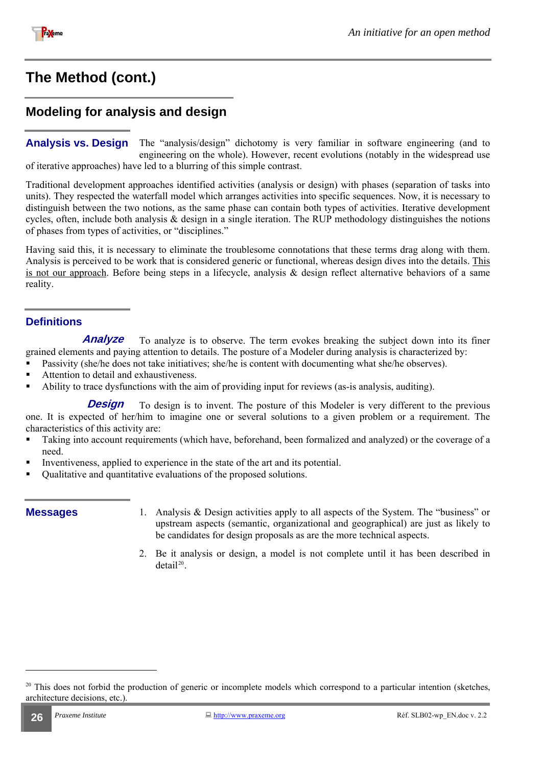# The Method (cont.)

## Modeling for analysis and design

### Analysis vs. Design

The "analysis/design" dichotomy is very familiar in software engineering (and to engineering on the whole). However, recent evolutions (notably in the widespread use of iterative approaches) have led to a blurring of this simple contrast.

Traditional development approaches identified activities (analysis or design) with phases (separation of tasks into units). They respected the waterfall model which arranges activities into specific sequences. Now, it is necessary to distinguish between the two notions, as the same phase can contain both types of activities. Iterative development cycles, often, include both analysis & design in a single iteration. The RUP methodology distinguishes the notions of phases from types of activities, or "disciplines."

Having said this, it is necessary to eliminate the troublesome connotations that these terms drag along with them. Analysis is perceived to be work that is considered generic or functional, whereas design dives into the details. This is not our approach. Before being steps in a lifecycle, analysis & design reflect alternative behaviors of a same reality.

### Definitions

***Analyze*** To analyze is to observe. The term evokes breaking the subject down into its finer grained elements and paying attention to details. The posture of a Modeler during analysis is characterized by:

- Passivity (she/he does not take initiatives; she/he is content with documenting what she/he observes).
- Attention to detail and exhaustiveness.
- Ability to trace dysfunctions with the aim of providing input for reviews (as-is analysis, auditing).

***Design*** To design is to invent. The posture of this Modeler is very different to the previous one. It is expected of her/him to imagine one or several solutions to a given problem or a requirement. The characteristics of this activity are:

- Taking into account requirements (which have, beforehand, been formalized and analyzed) or the coverage of a need.
- Inventiveness, applied to experience in the state of the art and its potential.
- Qualitative and quantitative evaluations of the proposed solutions.

### Messages

1. Analysis & Design activities apply to all aspects of the System. The "business" or upstream aspects (semantic, organizational and geographical) are just as likely to be candidates for design proposals as are the more technical aspects.
2. Be it analysis or design, a model is not complete until it has been described in detail[20].

---

[20] This does not forbid the production of generic or incomplete models which correspond to a particular intention (sketches, architecture decisions, etc.).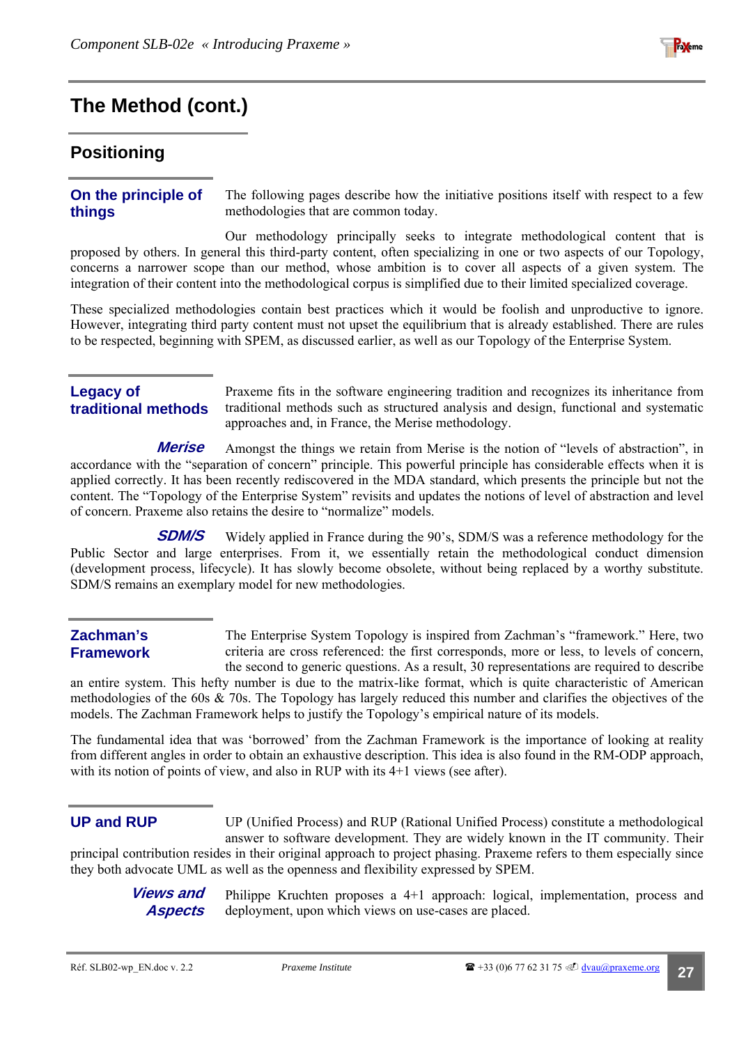# The Method (cont.)

## Positioning

### On the principle of things

The following pages describe how the initiative positions itself with respect to a few methodologies that are common today.

Our methodology principally seeks to integrate methodological content that is proposed by others. In general this third-party content, often specializing in one or two aspects of our Topology, concerns a narrower scope than our method, whose ambition is to cover all aspects of a given system. The integration of their content into the methodological corpus is simplified due to their limited specialized coverage.

These specialized methodologies contain best practices which it would be foolish and unproductive to ignore. However, integrating third party content must not upset the equilibrium that is already established. There are rules to be respected, beginning with SPEM, as discussed earlier, as well as our Topology of the Enterprise System.

### Legacy of traditional methods

Praxeme fits in the software engineering tradition and recognizes its inheritance from traditional methods such as structured analysis and design, functional and systematic approaches and, in France, the Merise methodology.

#### *Merise*

Amongst the things we retain from Merise is the notion of “levels of abstraction”, in accordance with the “separation of concern” principle. This powerful principle has considerable effects when it is applied correctly. It has been recently rediscovered in the MDA standard, which presents the principle but not the content. The “Topology of the Enterprise System” revisits and updates the notions of level of abstraction and level of concern. Praxeme also retains the desire to “normalize” models.

#### *SDM/S*

Widely applied in France during the 90’s, SDM/S was a reference methodology for the Public Sector and large enterprises. From it, we essentially retain the methodological conduct dimension (development process, lifecycle). It has slowly become obsolete, without being replaced by a worthy substitute. SDM/S remains an exemplary model for new methodologies.

### Zachman’s Framework

The Enterprise System Topology is inspired from Zachman’s “framework.” Here, two criteria are cross referenced: the first corresponds, more or less, to levels of concern, the second to generic questions. As a result, 30 representations are required to describe an entire system. This hefty number is due to the matrix-like format, which is quite characteristic of American methodologies of the 60s & 70s. The Topology has largely reduced this number and clarifies the objectives of the models. The Zachman Framework helps to justify the Topology’s empirical nature of its models.

The fundamental idea that was ‘borrowed’ from the Zachman Framework is the importance of looking at reality from different angles in order to obtain an exhaustive description. This idea is also found in the RM-ODP approach, with its notion of points of view, and also in RUP with its 4+1 views (see after).

### UP and RUP

UP (Unified Process) and RUP (Rational Unified Process) constitute a methodological answer to software development. They are widely known in the IT community. Their principal contribution resides in their original approach to project phasing. Praxeme refers to them especially since they both advocate UML as well as the openness and flexibility expressed by SPEM.

#### *Views and Aspects*

Philippe Kruchten proposes a 4+1 approach: logical, implementation, process and deployment, upon which views on use-cases are placed.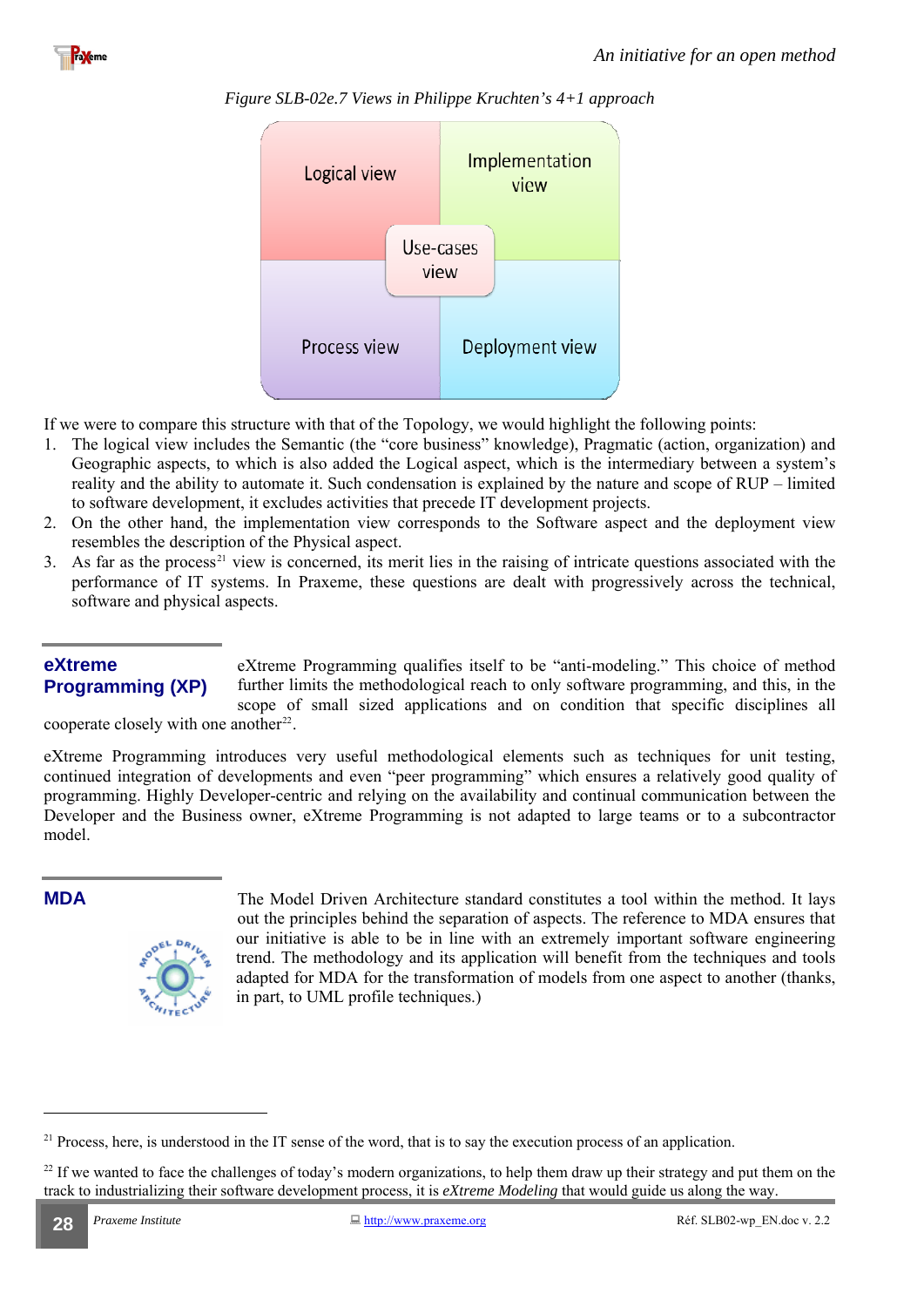*Figure SLB-02e.7 Views in Philippe Kruchten's 4+1 approach*

If we were to compare this structure with that of the Topology, we would highlight the following points:

1. The logical view includes the Semantic (the "core business" knowledge), Pragmatic (action, organization) and Geographic aspects, to which is also added the Logical aspect, which is the intermediary between a system's reality and the ability to automate it. Such condensation is explained by the nature and scope of RUP – limited to software development, it excludes activities that precede IT development projects.
2. On the other hand, the implementation view corresponds to the Software aspect and the deployment view resembles the description of the Physical aspect.
3. As far as the process[21] view is concerned, its merit lies in the raising of intricate questions associated with the performance of IT systems. In Praxeme, these questions are dealt with progressively across the technical, software and physical aspects.

## eXtreme Programming (XP)

eXtreme Programming qualifies itself to be "anti-modeling." This choice of method further limits the methodological reach to only software programming, and this, in the scope of small sized applications and on condition that specific disciplines all cooperate closely with one another[22].

eXtreme Programming introduces very useful methodological elements such as techniques for unit testing, continued integration of developments and even "peer programming" which ensures a relatively good quality of programming. Highly Developer-centric and relying on the availability and continual communication between the Developer and the Business owner, eXtreme Programming is not adapted to large teams or to a subcontractor model.

## MDA

The Model Driven Architecture standard constitutes a tool within the method. It lays out the principles behind the separation of aspects. The reference to MDA ensures that our initiative is able to be in line with an extremely important software engineering trend. The methodology and its application will benefit from the techniques and tools adapted for MDA for the transformation of models from one aspect to another (thanks, in part, to UML profile techniques.)

---

[21] Process, here, is understood in the IT sense of the word, that is to say the execution process of an application.

[22] If we wanted to face the challenges of today's modern organizations, to help them draw up their strategy and put them on the track to industrializing their software development process, it is *eXtreme Modeling* that would guide us along the way.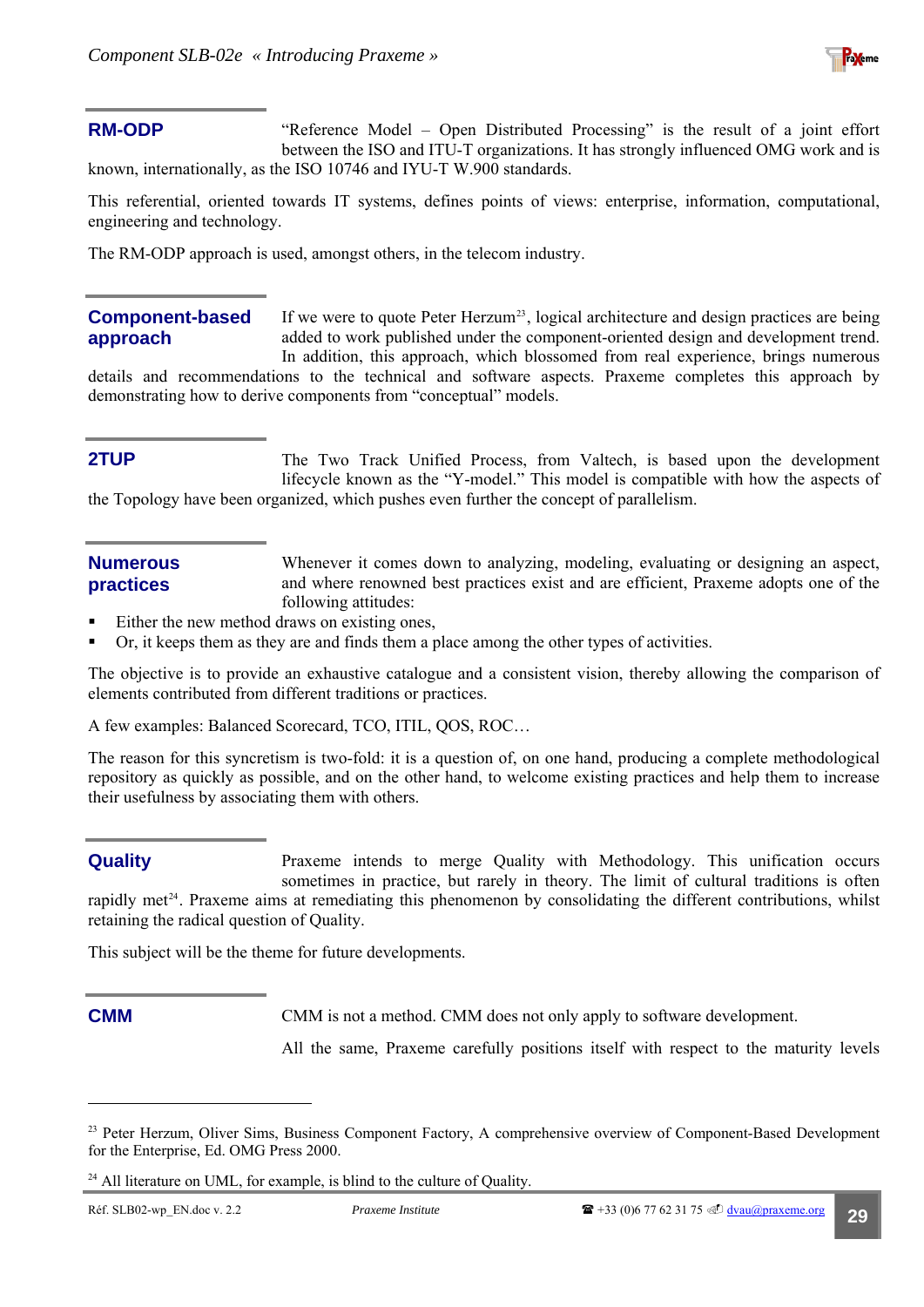## RM-ODP

"Reference Model – Open Distributed Processing" is the result of a joint effort between the ISO and ITU-T organizations. It has strongly influenced OMG work and is known, internationally, as the ISO 10746 and IYU-T W.900 standards.

This referential, oriented towards IT systems, defines points of views: enterprise, information, computational, engineering and technology.

The RM-ODP approach is used, amongst others, in the telecom industry.

## Component-based approach

If we were to quote Peter Herzum[23], logical architecture and design practices are being added to work published under the component-oriented design and development trend. In addition, this approach, which blossomed from real experience, brings numerous details and recommendations to the technical and software aspects. Praxeme completes this approach by demonstrating how to derive components from "conceptual" models.

## 2TUP

The Two Track Unified Process, from Valtech, is based upon the development lifecycle known as the "Y-model." This model is compatible with how the aspects of the Topology have been organized, which pushes even further the concept of parallelism.

## Numerous practices

Whenever it comes down to analyzing, modeling, evaluating or designing an aspect, and where renowned best practices exist and are efficient, Praxeme adopts one of the following attitudes:

- Either the new method draws on existing ones,
- Or, it keeps them as they are and finds them a place among the other types of activities.

The objective is to provide an exhaustive catalogue and a consistent vision, thereby allowing the comparison of elements contributed from different traditions or practices.

A few examples: Balanced Scorecard, TCO, ITIL, QOS, ROC…

The reason for this syncretism is two-fold: it is a question of, on one hand, producing a complete methodological repository as quickly as possible, and on the other hand, to welcome existing practices and help them to increase their usefulness by associating them with others.

## Quality

Praxeme intends to merge Quality with Methodology. This unification occurs sometimes in practice, but rarely in theory. The limit of cultural traditions is often rapidly met[24]. Praxeme aims at remediating this phenomenon by consolidating the different contributions, whilst retaining the radical question of Quality.

This subject will be the theme for future developments.

## CMM

CMM is not a method. CMM does not only apply to software development.

All the same, Praxeme carefully positions itself with respect to the maturity levels

---

[23] Peter Herzum, Oliver Sims, Business Component Factory, A comprehensive overview of Component-Based Development for the Enterprise, Ed. OMG Press 2000.

[24] All literature on UML, for example, is blind to the culture of Quality.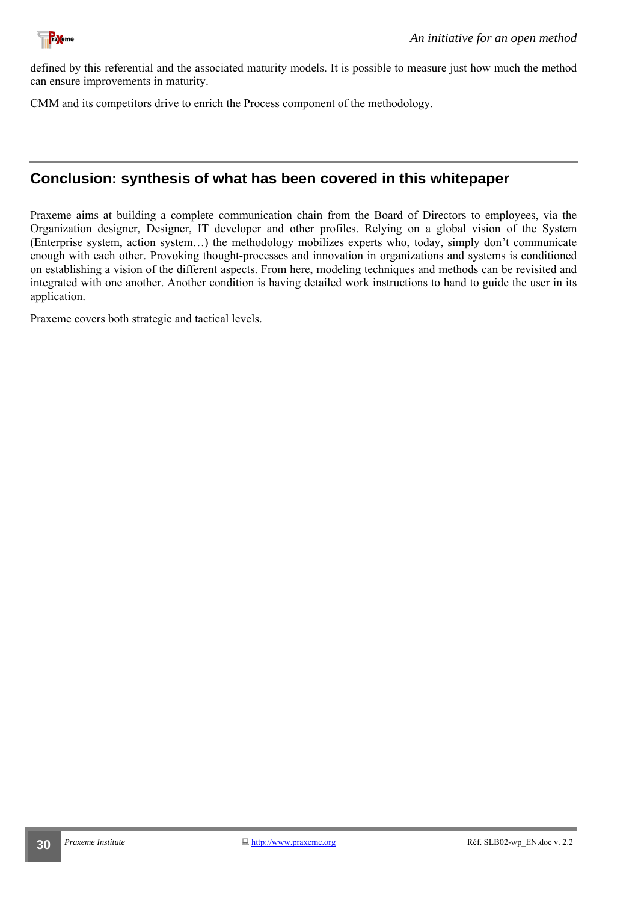defined by this referential and the associated maturity models. It is possible to measure just how much the method can ensure improvements in maturity.

CMM and its competitors drive to enrich the Process component of the methodology.

## Conclusion: synthesis of what has been covered in this whitepaper

Praxeme aims at building a complete communication chain from the Board of Directors to employees, via the Organization designer, Designer, IT developer and other profiles. Relying on a global vision of the System (Enterprise system, action system…) the methodology mobilizes experts who, today, simply don't communicate enough with each other. Provoking thought-processes and innovation in organizations and systems is conditioned on establishing a vision of the different aspects. From here, modeling techniques and methods can be revisited and integrated with one another. Another condition is having detailed work instructions to hand to guide the user in its application.

Praxeme covers both strategic and tactical levels.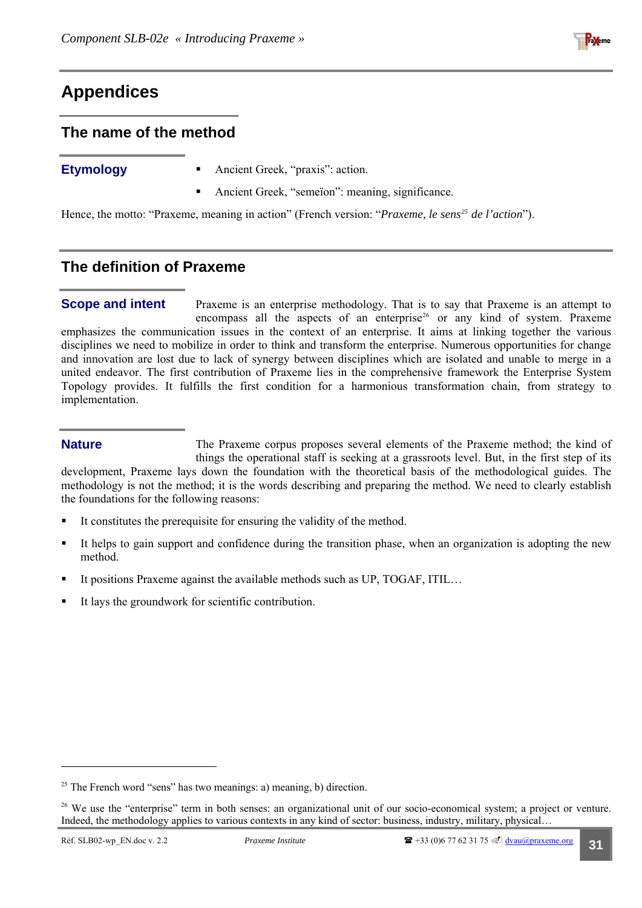# Appendices

## The name of the method

### Etymology

- Ancient Greek, “praxis”: action.
- Ancient Greek, “semeïon”: meaning, significance.

Hence, the motto: “Praxeme, meaning in action” (French version: “*Praxeme, le sens*[25] *de l’action*”).

## The definition of Praxeme

### Scope and intent

Praxeme is an enterprise methodology. That is to say that Praxeme is an attempt to encompass all the aspects of an enterprise[26] or any kind of system. Praxeme emphasizes the communication issues in the context of an enterprise. It aims at linking together the various disciplines we need to mobilize in order to think and transform the enterprise. Numerous opportunities for change and innovation are lost due to lack of synergy between disciplines which are isolated and unable to merge in a united endeavor. The first contribution of Praxeme lies in the comprehensive framework the Enterprise System Topology provides. It fulfills the first condition for a harmonious transformation chain, from strategy to implementation.

### Nature

The Praxeme corpus proposes several elements of the Praxeme method; the kind of things the operational staff is seeking at a grassroots level. But, in the first step of its development, Praxeme lays down the foundation with the theoretical basis of the methodological guides. The methodology is not the method; it is the words describing and preparing the method. We need to clearly establish the foundations for the following reasons:

- It constitutes the prerequisite for ensuring the validity of the method.
- It helps to gain support and confidence during the transition phase, when an organization is adopting the new method.
- It positions Praxeme against the available methods such as UP, TOGAF, ITIL…
- It lays the groundwork for scientific contribution.

---

[25] The French word “sens” has two meanings: a) meaning, b) direction.

[26] We use the “enterprise” term in both senses: an organizational unit of our socio-economical system; a project or venture. Indeed, the methodology applies to various contexts in any kind of sector: business, industry, military, physical…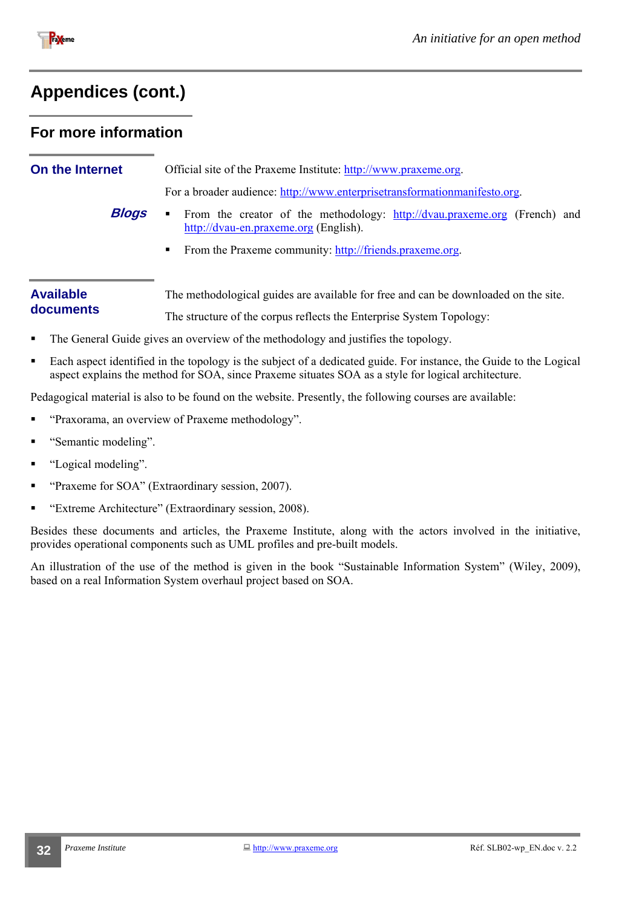# Appendices (cont.)

## For more information

### On the Internet

Official site of the Praxeme Institute: http://www.praxeme.org.

For a broader audience: http://www.enterprisetransformationmanifesto.org.

#### *Blogs*

- From the creator of the methodology: http://dvau.praxeme.org (French) and http://dvau-en.praxeme.org (English).
- From the Praxeme community: http://friends.praxeme.org.

### Available documents

The methodological guides are available for free and can be downloaded on the site.

The structure of the corpus reflects the Enterprise System Topology:

- The General Guide gives an overview of the methodology and justifies the topology.
- Each aspect identified in the topology is the subject of a dedicated guide. For instance, the Guide to the Logical aspect explains the method for SOA, since Praxeme situates SOA as a style for logical architecture.

Pedagogical material is also to be found on the website. Presently, the following courses are available:

- "Praxorama, an overview of Praxeme methodology".
- "Semantic modeling".
- "Logical modeling".
- "Praxeme for SOA" (Extraordinary session, 2007).
- "Extreme Architecture" (Extraordinary session, 2008).

Besides these documents and articles, the Praxeme Institute, along with the actors involved in the initiative, provides operational components such as UML profiles and pre-built models.

An illustration of the use of the method is given in the book "Sustainable Information System" (Wiley, 2009), based on a real Information System overhaul project based on SOA.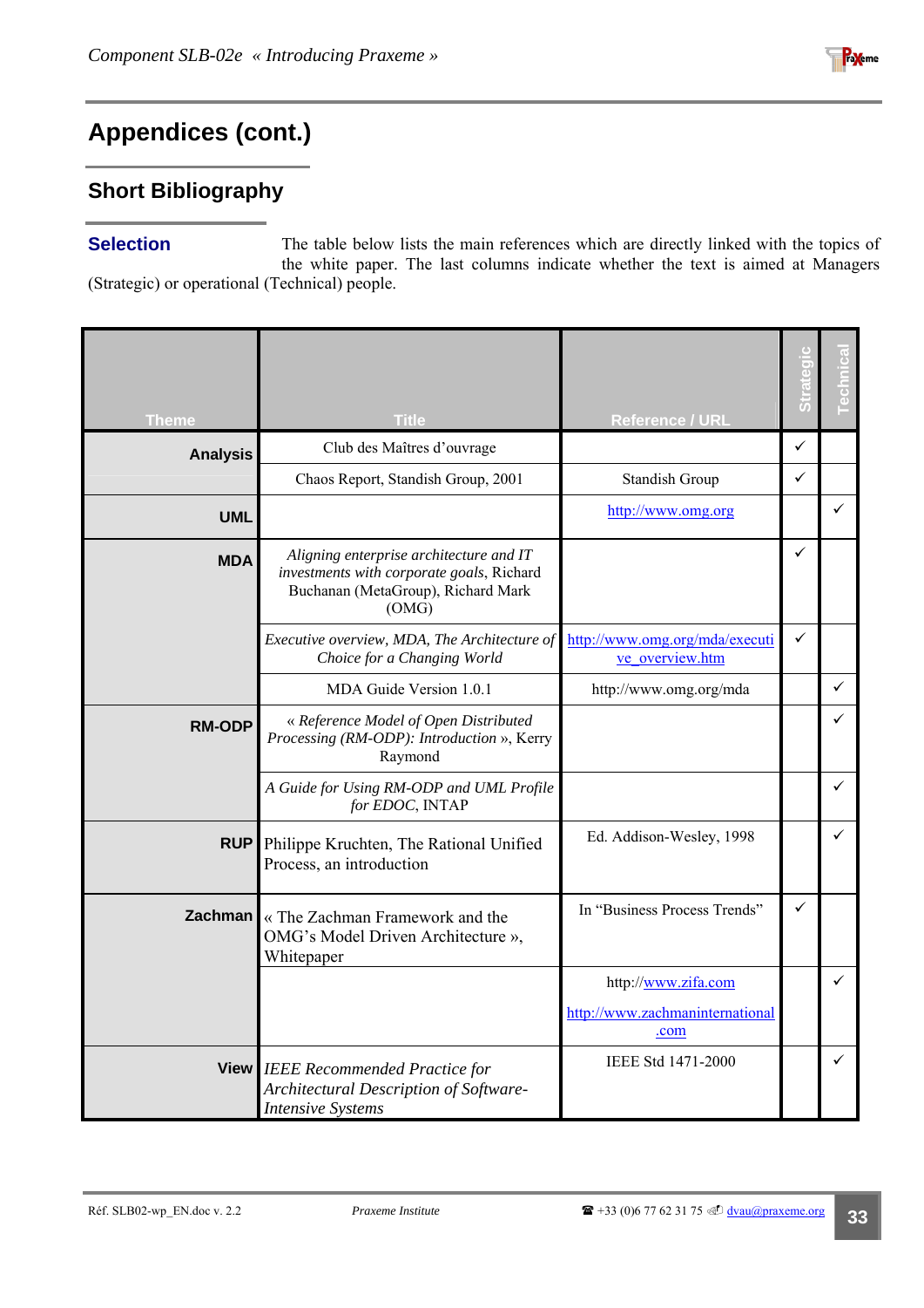# Appendices (cont.)

## Short Bibliography

### Selection

The table below lists the main references which are directly linked with the topics of the white paper. The last columns indicate whether the text is aimed at Managers (Strategic) or operational (Technical) people.

| Theme | Title | Reference / URL | Strategic | Technical |
|---|---|---|---|---|
| **Analysis** | Club des Maîtres d'ouvrage | | ✓ | |
| | Chaos Report, Standish Group, 2001 | Standish Group | ✓ | |
| **UML** | | http://www.omg.org | | ✓ |
| **MDA** | *Aligning enterprise architecture and IT investments with corporate goals*, Richard Buchanan (MetaGroup), Richard Mark (OMG) | | ✓ | |
| | *Executive overview, MDA, The Architecture of Choice for a Changing World* | http://www.omg.org/mda/executive_overview.htm | ✓ | |
| | MDA Guide Version 1.0.1 | http://www.omg.org/mda | | ✓ |
| **RM-ODP** | *« Reference Model of Open Distributed Processing (RM-ODP): Introduction »*, Kerry Raymond | | | ✓ |
| | *A Guide for Using RM-ODP and UML Profile for EDOC*, INTAP | | | ✓ |
| **RUP** | Philippe Kruchten, The Rational Unified Process, an introduction | Ed. Addison-Wesley, 1998 | | ✓ |
| **Zachman** | « The Zachman Framework and the OMG's Model Driven Architecture », Whitepaper | In "Business Process Trends" | ✓ | |
| | | http://www.zifa.com<br>http://www.zachmaninternational.com | | ✓ |
| **View** | *IEEE Recommended Practice for Architectural Description of Software-Intensive Systems* | IEEE Std 1471-2000 | | ✓ |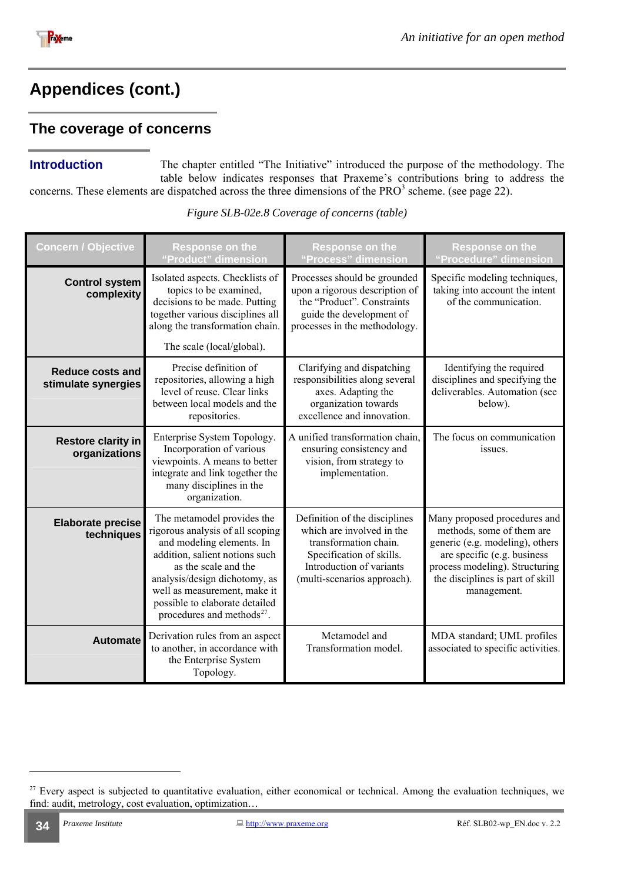# Appendices (cont.)

## The coverage of concerns

### Introduction

The chapter entitled "The Initiative" introduced the purpose of the methodology. The table below indicates responses that Praxeme's contributions bring to address the concerns. These elements are dispatched across the three dimensions of the PRO[3] scheme. (see page 22).

*Figure SLB-02e.8 Coverage of concerns (table)*

| Concern / Objective | Response on the "Product" dimension | Response on the "Process" dimension | Response on the "Procedure" dimension |
|---|---|---|---|
| **Control system complexity** | Isolated aspects. Checklists of topics to be examined, decisions to be made. Putting together various disciplines all along the transformation chain.<br><br>The scale (local/global). | Processes should be grounded upon a rigorous description of the "Product". Constraints guide the development of processes in the methodology. | Specific modeling techniques, taking into account the intent of the communication. |
| **Reduce costs and stimulate synergies** | Precise definition of repositories, allowing a high level of reuse. Clear links between local models and the repositories. | Clarifying and dispatching responsibilities along several axes. Adapting the organization towards excellence and innovation. | Identifying the required disciplines and specifying the deliverables. Automation (see below). |
| **Restore clarity in organizations** | Enterprise System Topology. Incorporation of various viewpoints. A means to better integrate and link together the many disciplines in the organization. | A unified transformation chain, ensuring consistency and vision, from strategy to implementation. | The focus on communication issues. |
| **Elaborate precise techniques** | The metamodel provides the rigorous analysis of all scoping and modeling elements. In addition, salient notions such as the scale and the analysis/design dichotomy, as well as measurement, make it possible to elaborate detailed procedures and methods[27]. | Definition of the disciplines which are involved in the transformation chain. Specification of skills. Introduction of variants (multi-scenarios approach). | Many proposed procedures and methods, some of them are generic (e.g. modeling), others are specific (e.g. business process modeling). Structuring the disciplines is part of skill management. |
| **Automate** | Derivation rules from an aspect to another, in accordance with the Enterprise System Topology. | Metamodel and Transformation model. | MDA standard; UML profiles associated to specific activities. |

[27] Every aspect is subjected to quantitative evaluation, either economical or technical. Among the evaluation techniques, we find: audit, metrology, cost evaluation, optimization…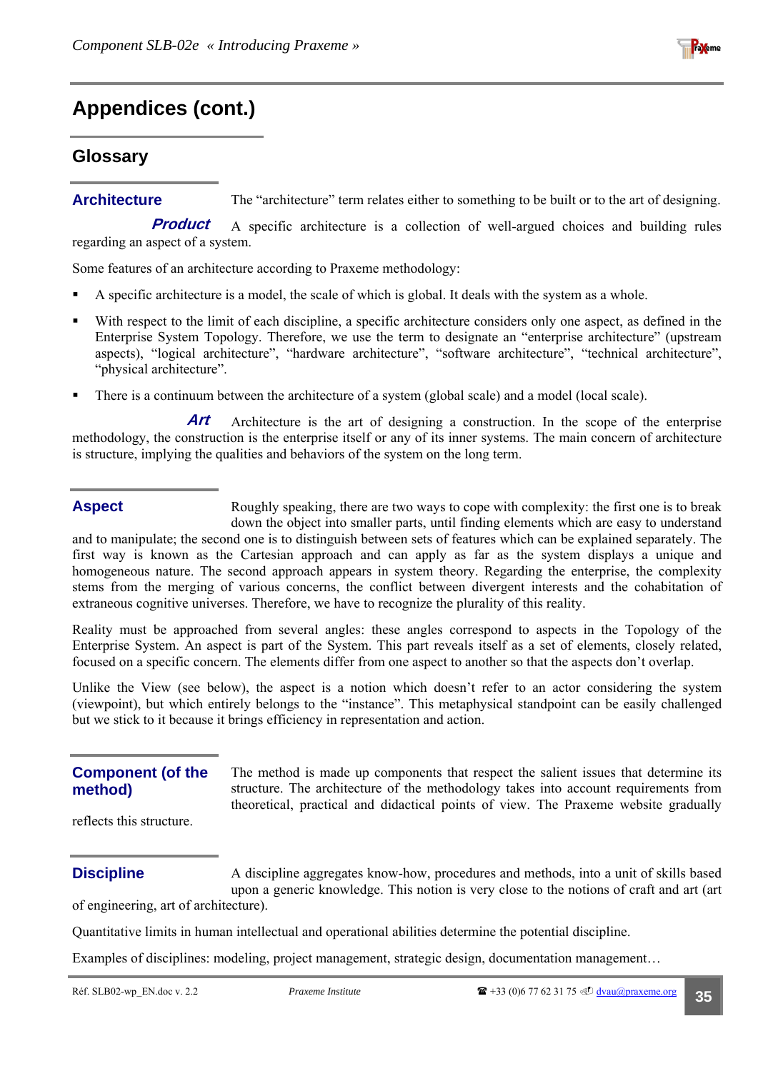# Appendices (cont.)

## Glossary

### Architecture

The "architecture" term relates either to something to be built or to the art of designing.

#### *Product*

A specific architecture is a collection of well-argued choices and building rules regarding an aspect of a system.

Some features of an architecture according to Praxeme methodology:

- A specific architecture is a model, the scale of which is global. It deals with the system as a whole.
- With respect to the limit of each discipline, a specific architecture considers only one aspect, as defined in the Enterprise System Topology. Therefore, we use the term to designate an "enterprise architecture" (upstream aspects), "logical architecture", "hardware architecture", "software architecture", "technical architecture", "physical architecture".
- There is a continuum between the architecture of a system (global scale) and a model (local scale).

#### *Art*

Architecture is the art of designing a construction. In the scope of the enterprise methodology, the construction is the enterprise itself or any of its inner systems. The main concern of architecture is structure, implying the qualities and behaviors of the system on the long term.

### Aspect

Roughly speaking, there are two ways to cope with complexity: the first one is to break down the object into smaller parts, until finding elements which are easy to understand and to manipulate; the second one is to distinguish between sets of features which can be explained separately. The first way is known as the Cartesian approach and can apply as far as the system displays a unique and homogeneous nature. The second approach appears in system theory. Regarding the enterprise, the complexity stems from the merging of various concerns, the conflict between divergent interests and the cohabitation of extraneous cognitive universes. Therefore, we have to recognize the plurality of this reality.

Reality must be approached from several angles: these angles correspond to aspects in the Topology of the Enterprise System. An aspect is part of the System. This part reveals itself as a set of elements, closely related, focused on a specific concern. The elements differ from one aspect to another so that the aspects don't overlap.

Unlike the View (see below), the aspect is a notion which doesn't refer to an actor considering the system (viewpoint), but which entirely belongs to the "instance". This metaphysical standpoint can be easily challenged but we stick to it because it brings efficiency in representation and action.

### Component (of the method)

The method is made up components that respect the salient issues that determine its structure. The architecture of the methodology takes into account requirements from theoretical, practical and didactical points of view. The Praxeme website gradually reflects this structure.

### Discipline

A discipline aggregates know-how, procedures and methods, into a unit of skills based upon a generic knowledge. This notion is very close to the notions of craft and art (art of engineering, art of architecture).

Quantitative limits in human intellectual and operational abilities determine the potential discipline.

Examples of disciplines: modeling, project management, strategic design, documentation management…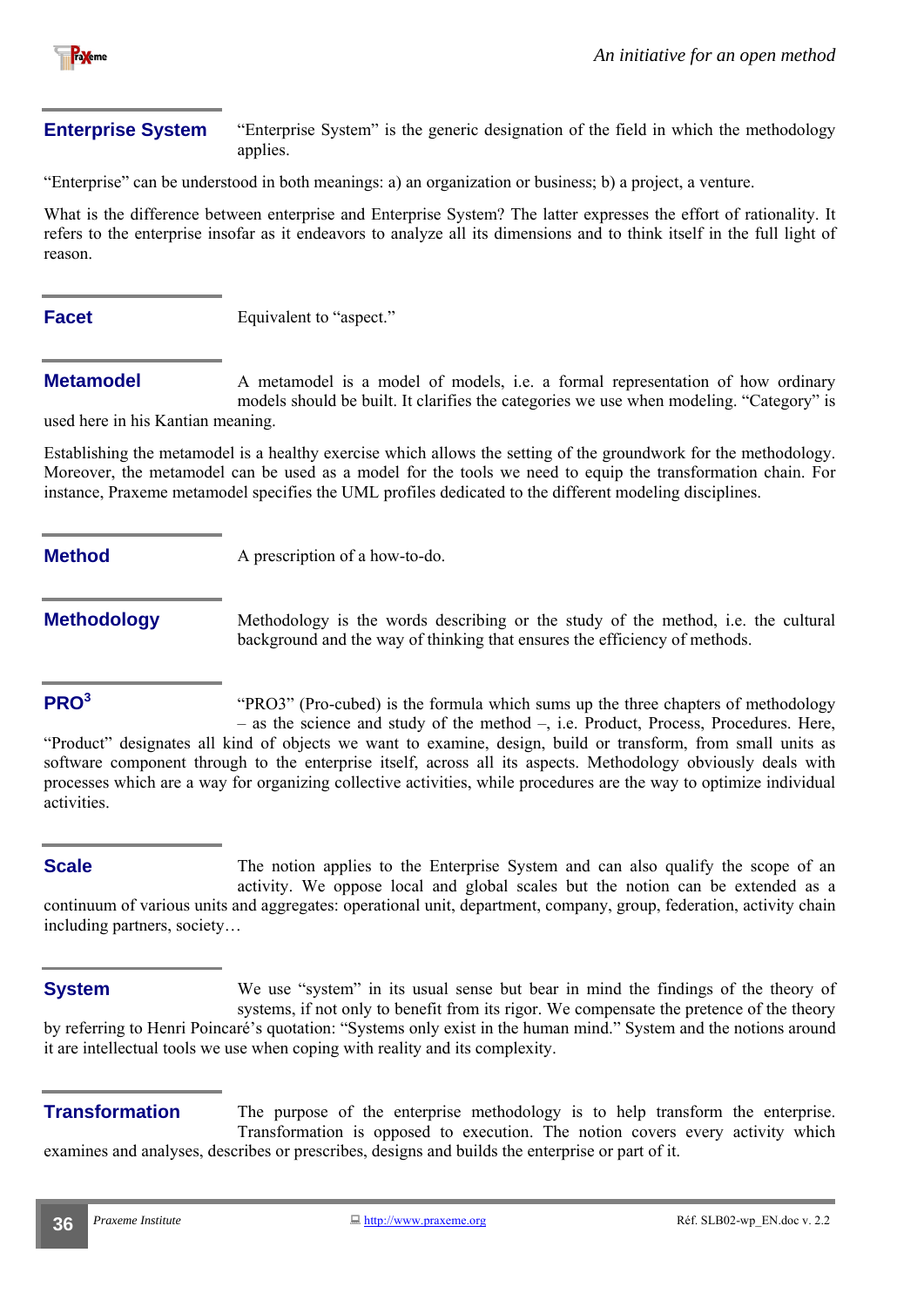### Enterprise System

"Enterprise System" is the generic designation of the field in which the methodology applies.

"Enterprise" can be understood in both meanings: a) an organization or business; b) a project, a venture.

What is the difference between enterprise and Enterprise System? The latter expresses the effort of rationality. It refers to the enterprise insofar as it endeavors to analyze all its dimensions and to think itself in the full light of reason.

### Facet

Equivalent to "aspect."

### Metamodel

A metamodel is a model of models, i.e. a formal representation of how ordinary models should be built. It clarifies the categories we use when modeling. "Category" is used here in his Kantian meaning.

Establishing the metamodel is a healthy exercise which allows the setting of the groundwork for the methodology. Moreover, the metamodel can be used as a model for the tools we need to equip the transformation chain. For instance, Praxeme metamodel specifies the UML profiles dedicated to the different modeling disciplines.

### Method

A prescription of a how-to-do.

### Methodology

Methodology is the words describing or the study of the method, i.e. the cultural background and the way of thinking that ensures the efficiency of methods.

### PRO$^3$

"PRO3" (Pro-cubed) is the formula which sums up the three chapters of methodology – as the science and study of the method –, i.e. Product, Process, Procedures. Here, "Product" designates all kind of objects we want to examine, design, build or transform, from small units as software component through to the enterprise itself, across all its aspects. Methodology obviously deals with processes which are a way for organizing collective activities, while procedures are the way to optimize individual activities.

### Scale

The notion applies to the Enterprise System and can also qualify the scope of an activity. We oppose local and global scales but the notion can be extended as a continuum of various units and aggregates: operational unit, department, company, group, federation, activity chain including partners, society…

### System

We use "system" in its usual sense but bear in mind the findings of the theory of systems, if not only to benefit from its rigor. We compensate the pretence of the theory by referring to Henri Poincaré's quotation: "Systems only exist in the human mind." System and the notions around it are intellectual tools we use when coping with reality and its complexity.

### Transformation

The purpose of the enterprise methodology is to help transform the enterprise. Transformation is opposed to execution. The notion covers every activity which examines and analyses, describes or prescribes, designs and builds the enterprise or part of it.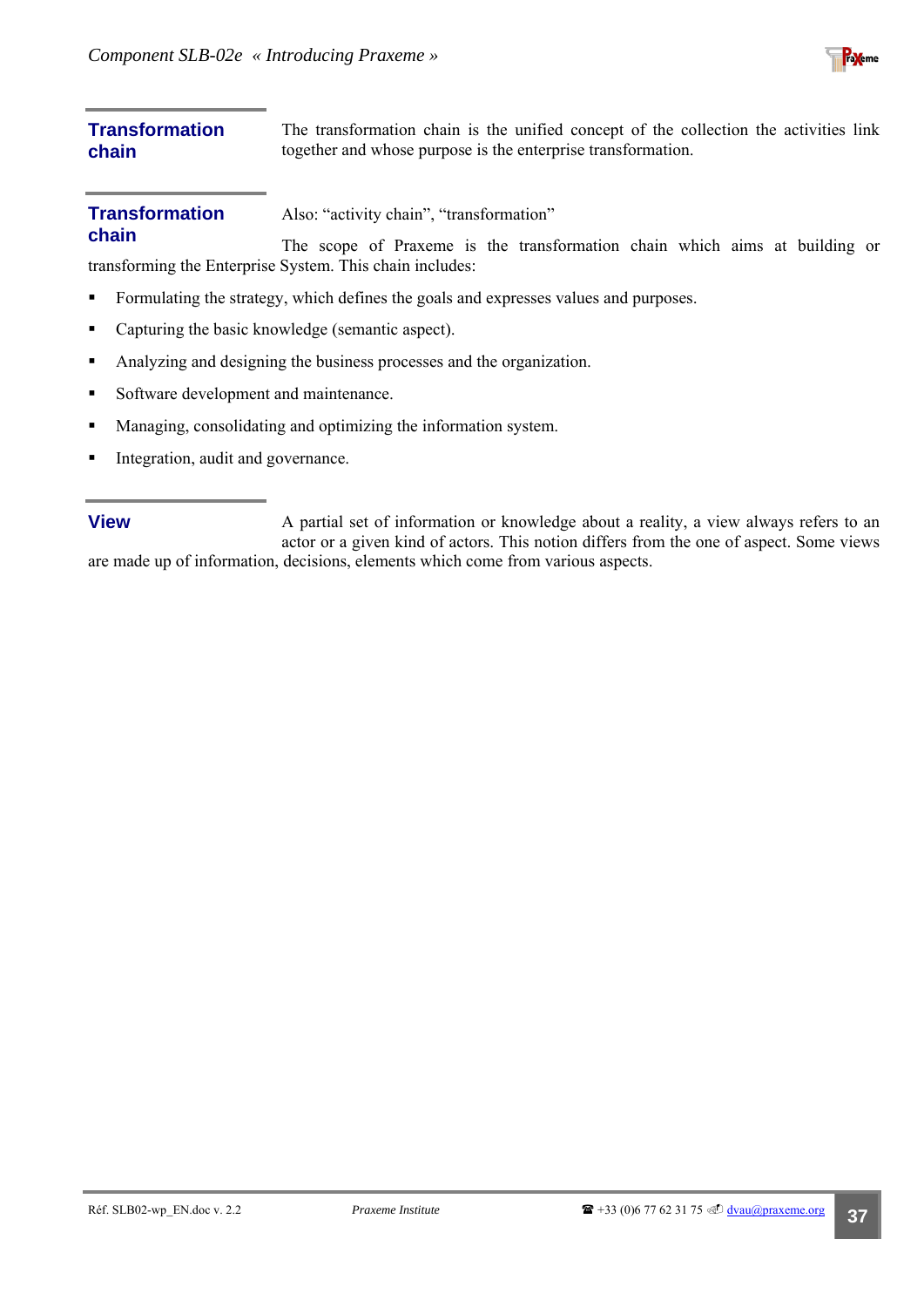**Transformation chain**

The transformation chain is the unified concept of the collection the activities link together and whose purpose is the enterprise transformation.

**Transformation chain**

Also: “activity chain”, “transformation”

The scope of Praxeme is the transformation chain which aims at building or transforming the Enterprise System. This chain includes:

- Formulating the strategy, which defines the goals and expresses values and purposes.
- Capturing the basic knowledge (semantic aspect).
- Analyzing and designing the business processes and the organization.
- Software development and maintenance.
- Managing, consolidating and optimizing the information system.
- Integration, audit and governance.

**View**

A partial set of information or knowledge about a reality, a view always refers to an actor or a given kind of actors. This notion differs from the one of aspect. Some views are made up of information, decisions, elements which come from various aspects.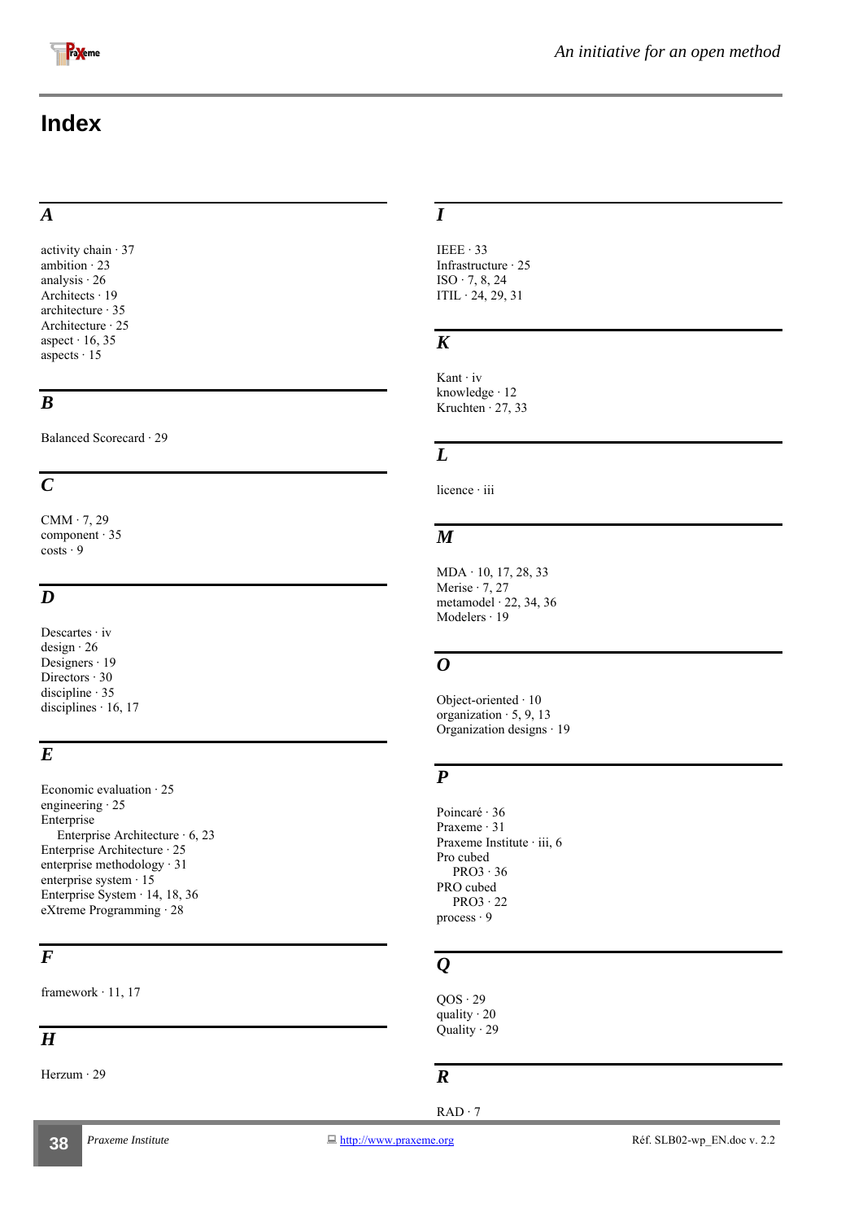# Index

### A

activity chain · 37
ambition · 23
analysis · 26
Architects · 19
architecture · 35
Architecture · 25
aspect · 16, 35
aspects · 15

### B

Balanced Scorecard · 29

### C

CMM · 7, 29
component · 35
costs · 9

### D

Descartes · iv
design · 26
Designers · 19
Directors · 30
discipline · 35
disciplines · 16, 17

### E

Economic evaluation · 25
engineering · 25
Enterprise
    Enterprise Architecture · 6, 23
Enterprise Architecture · 25
enterprise methodology · 31
enterprise system · 15
Enterprise System · 14, 18, 36
eXtreme Programming · 28

### F

framework · 11, 17

### H

Herzum · 29

### I

IEEE · 33
Infrastructure · 25
ISO · 7, 8, 24
ITIL · 24, 29, 31

### K

Kant · iv
knowledge · 12
Kruchten · 27, 33

### L

licence · iii

### M

MDA · 10, 17, 28, 33
Merise · 7, 27
metamodel · 22, 34, 36
Modelers · 19

### O

Object-oriented · 10
organization · 5, 9, 13
Organization designs · 19

### P

Poincaré · 36
Praxeme · 31
Praxeme Institute · iii, 6
Pro cubed
    PRO3 · 36
PRO cubed
    PRO3 · 22
process · 9

### Q

QOS · 29
quality · 20
Quality · 29

### R

RAD · 7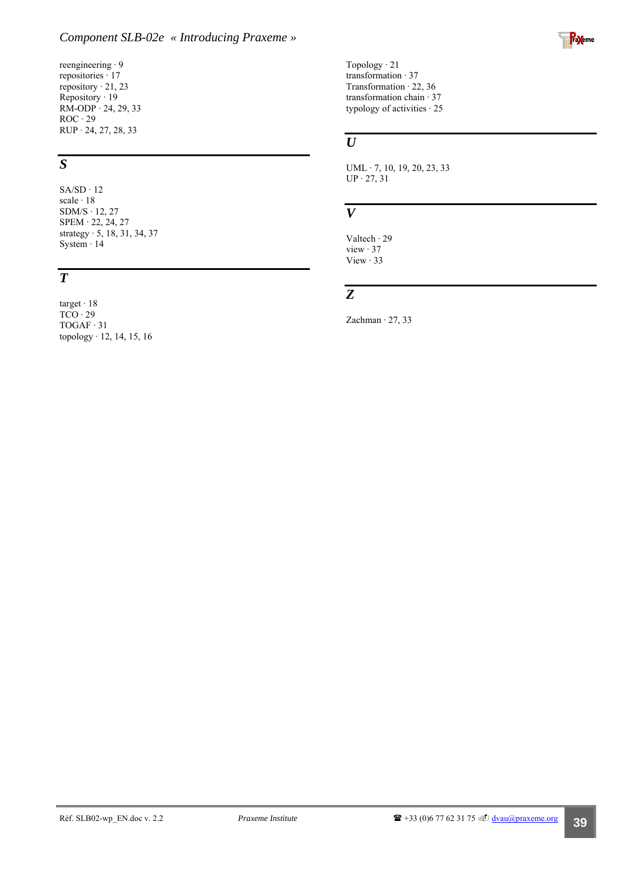reengineering · 9
repositories · 17
repository · 21, 23
Repository · 19
RM-ODP · 24, 29, 33
ROC · 29
RUP · 24, 27, 28, 33

## S

SA/SD · 12
scale · 18
SDM/S · 12, 27
SPEM · 22, 24, 27
strategy · 5, 18, 31, 34, 37
System · 14

## T

target · 18
TCO · 29
TOGAF · 31
topology · 12, 14, 15, 16
Topology · 21
transformation · 37
Transformation · 22, 36
transformation chain · 37
typology of activities · 25

## U

UML · 7, 10, 19, 20, 23, 33
UP · 27, 31

## V

Valtech · 29
view · 37
View · 33

## Z

Zachman · 27, 33